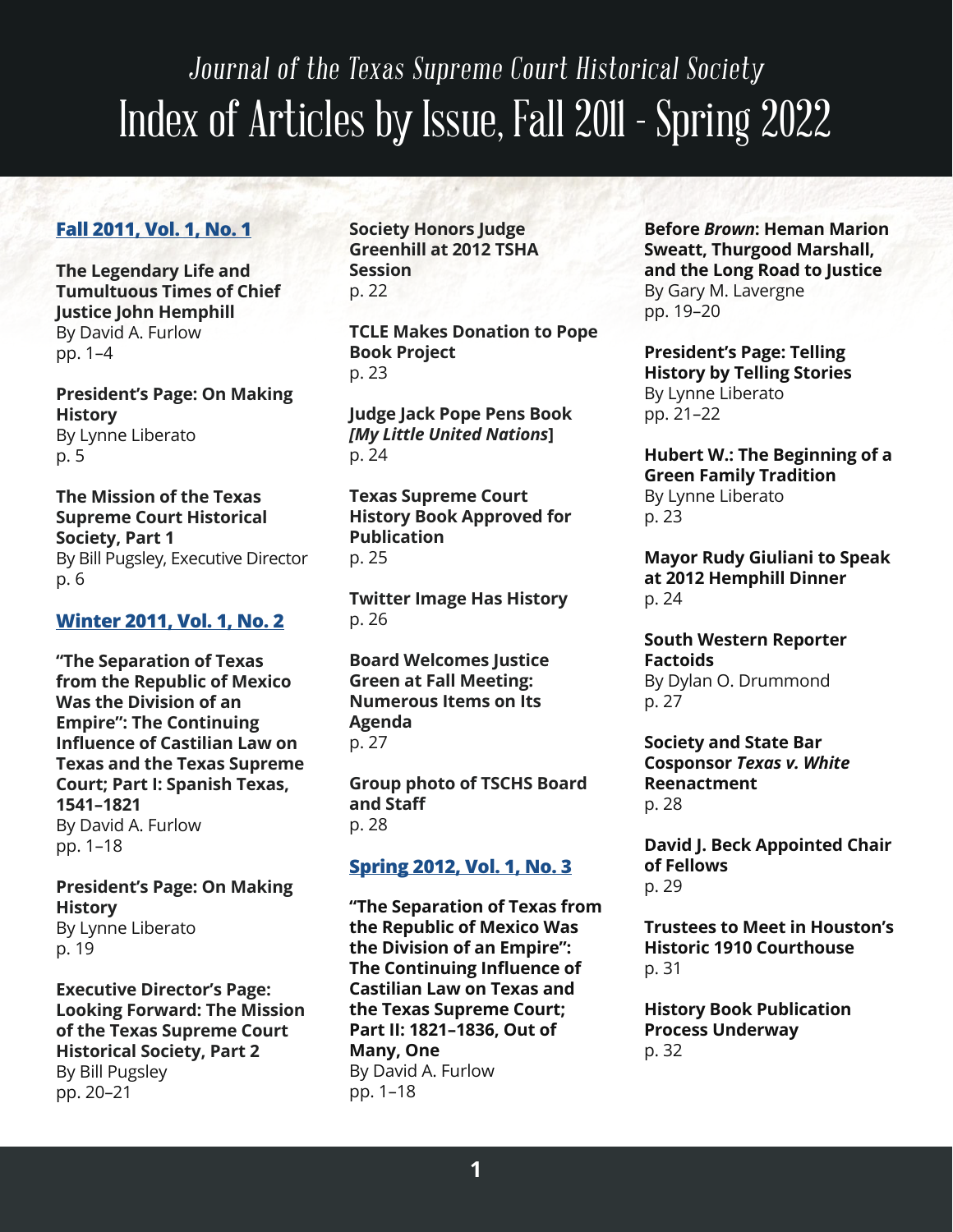# Journal of the Texas Supreme Court Historical Society

# Index of Articles by Issue, Fall 2011 - Spring 2022

## Fall 2011, Vol. 1, No. 1

**The Legendary Life and Tumultuous Times of Chief Justice John Hemphill**
By David A. Furlow
pp. 1–4

**President's Page: On Making History**
By Lynne Liberato
p. 5

**The Mission of the Texas Supreme Court Historical Society, Part 1**
By Bill Pugsley, Executive Director
p. 6

## Winter 2011, Vol. 1, No. 2

**"The Separation of Texas from the Republic of Mexico Was the Division of an Empire": The Continuing Influence of Castilian Law on Texas and the Texas Supreme Court; Part I: Spanish Texas, 1541–1821**
By David A. Furlow
pp. 1–18

**President's Page: On Making History**
By Lynne Liberato
p. 19

**Executive Director's Page: Looking Forward: The Mission of the Texas Supreme Court Historical Society, Part 2**
By Bill Pugsley
pp. 20–21

**Society Honors Judge Greenhill at 2012 TSHA Session**
p. 22

**TCLE Makes Donation to Pope Book Project**
p. 23

**Judge Jack Pope Pens Book *[My Little United Nations*]**
p. 24

**Texas Supreme Court History Book Approved for Publication**
p. 25

**Twitter Image Has History**
p. 26

**Board Welcomes Justice Green at Fall Meeting: Numerous Items on Its Agenda**
p. 27

**Group photo of TSCHS Board and Staff**
p. 28

## Spring 2012, Vol. 1, No. 3

**"The Separation of Texas from the Republic of Mexico Was the Division of an Empire": The Continuing Influence of Castilian Law on Texas and the Texas Supreme Court; Part II: 1821–1836, Out of Many, One**
By David A. Furlow
pp. 1–18

**Before *Brown*: Heman Marion Sweatt, Thurgood Marshall, and the Long Road to Justice**
By Gary M. Lavergne
pp. 19–20

**President's Page: Telling History by Telling Stories**
By Lynne Liberato
pp. 21–22

**Hubert W.: The Beginning of a Green Family Tradition**
By Lynne Liberato
p. 23

**Mayor Rudy Giuliani to Speak at 2012 Hemphill Dinner**
p. 24

**South Western Reporter Factoids**
By Dylan O. Drummond
p. 27

**Society and State Bar Cosponsor *Texas v. White* Reenactment**
p. 28

**David J. Beck Appointed Chair of Fellows**
p. 29

**Trustees to Meet in Houston's Historic 1910 Courthouse**
p. 31

**History Book Publication Process Underway**
p. 32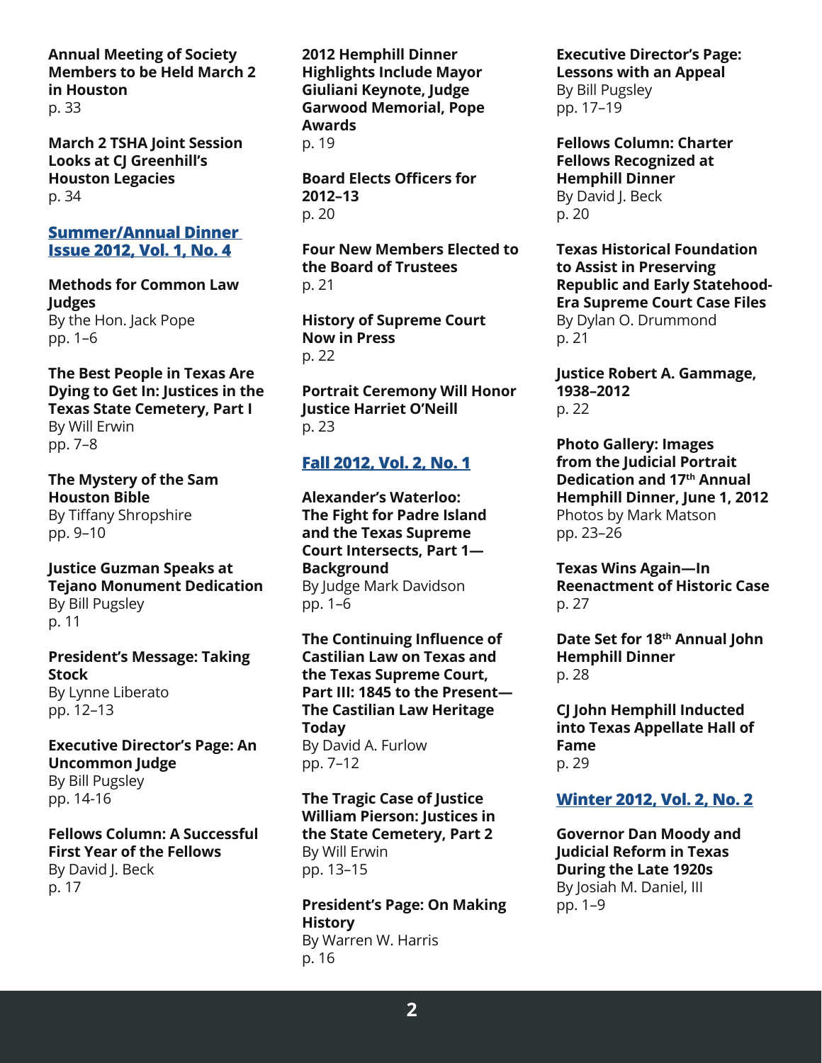**Annual Meeting of Society Members to be Held March 2 in Houston**
p. 33

**March 2 TSHA Joint Session Looks at CJ Greenhill's Houston Legacies**
p. 34

## Summer/Annual Dinner Issue 2012, Vol. 1, No. 4

**Methods for Common Law Judges**
By the Hon. Jack Pope
pp. 1–6

**The Best People in Texas Are Dying to Get In: Justices in the Texas State Cemetery, Part I**
By Will Erwin
pp. 7–8

**The Mystery of the Sam Houston Bible**
By Tiffany Shropshire
pp. 9–10

**Justice Guzman Speaks at Tejano Monument Dedication**
By Bill Pugsley
p. 11

**President's Message: Taking Stock**
By Lynne Liberato
pp. 12–13

**Executive Director's Page: An Uncommon Judge**
By Bill Pugsley
pp. 14-16

**Fellows Column: A Successful First Year of the Fellows**
By David J. Beck
p. 17

**2012 Hemphill Dinner Highlights Include Mayor Giuliani Keynote, Judge Garwood Memorial, Pope Awards**
p. 19

**Board Elects Officers for 2012–13**
p. 20

**Four New Members Elected to the Board of Trustees**
p. 21

**History of Supreme Court Now in Press**
p. 22

**Portrait Ceremony Will Honor Justice Harriet O'Neill**
p. 23

## Fall 2012, Vol. 2, No. 1

**Alexander's Waterloo: The Fight for Padre Island and the Texas Supreme Court Intersects, Part 1—Background**
By Judge Mark Davidson
pp. 1–6

**The Continuing Influence of Castilian Law on Texas and the Texas Supreme Court, Part III: 1845 to the Present—The Castilian Law Heritage Today**
By David A. Furlow
pp. 7–12

**The Tragic Case of Justice William Pierson: Justices in the State Cemetery, Part 2**
By Will Erwin
pp. 13–15

**President's Page: On Making History**
By Warren W. Harris
p. 16

**Executive Director's Page: Lessons with an Appeal**
By Bill Pugsley
pp. 17–19

**Fellows Column: Charter Fellows Recognized at Hemphill Dinner**
By David J. Beck
p. 20

**Texas Historical Foundation to Assist in Preserving Republic and Early Statehood-Era Supreme Court Case Files**
By Dylan O. Drummond
p. 21

**Justice Robert A. Gammage, 1938–2012**
p. 22

**Photo Gallery: Images from the Judicial Portrait Dedication and 17th Annual Hemphill Dinner, June 1, 2012**
Photos by Mark Matson
pp. 23–26

**Texas Wins Again—In Reenactment of Historic Case**
p. 27

**Date Set for 18th Annual John Hemphill Dinner**
p. 28

**CJ John Hemphill Inducted into Texas Appellate Hall of Fame**
p. 29

## Winter 2012, Vol. 2, No. 2

**Governor Dan Moody and Judicial Reform in Texas During the Late 1920s**
By Josiah M. Daniel, III
pp. 1–9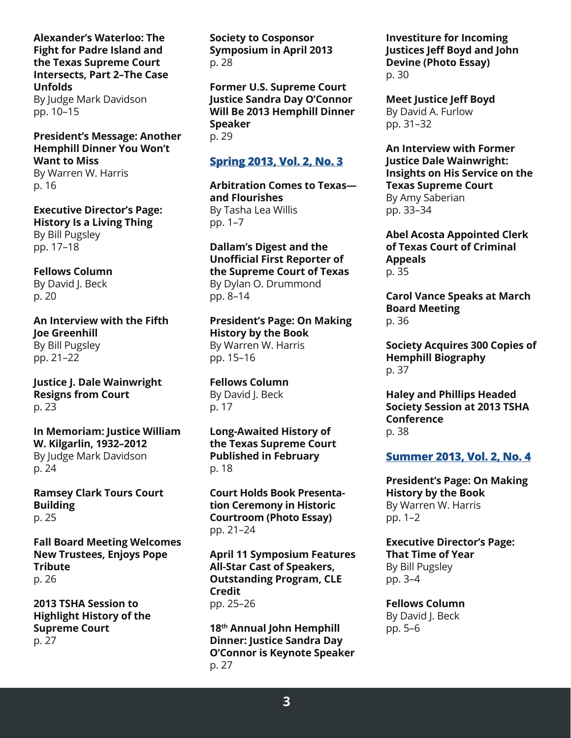**Alexander's Waterloo: The Fight for Padre Island and the Texas Supreme Court Intersects, Part 2–The Case Unfolds**
By Judge Mark Davidson
pp. 10–15

**President's Message: Another Hemphill Dinner You Won't Want to Miss**
By Warren W. Harris
p. 16

**Executive Director's Page: History Is a Living Thing**
By Bill Pugsley
pp. 17–18

**Fellows Column**
By David J. Beck
p. 20

**An Interview with the Fifth Joe Greenhill**
By Bill Pugsley
pp. 21–22

**Justice J. Dale Wainwright Resigns from Court**
p. 23

**In Memoriam: Justice William W. Kilgarlin, 1932–2012**
By Judge Mark Davidson
p. 24

**Ramsey Clark Tours Court Building**
p. 25

**Fall Board Meeting Welcomes New Trustees, Enjoys Pope Tribute**
p. 26

**2013 TSHA Session to Highlight History of the Supreme Court**
p. 27

**Society to Cosponsor Symposium in April 2013**
p. 28

**Former U.S. Supreme Court Justice Sandra Day O'Connor Will Be 2013 Hemphill Dinner Speaker**
p. 29

## Spring 2013, Vol. 2, No. 3

**Arbitration Comes to Texas—and Flourishes**
By Tasha Lea Willis
pp. 1–7

**Dallam's Digest and the Unofficial First Reporter of the Supreme Court of Texas**
By Dylan O. Drummond
pp. 8–14

**President's Page: On Making History by the Book**
By Warren W. Harris
pp. 15–16

**Fellows Column**
By David J. Beck
p. 17

**Long-Awaited History of the Texas Supreme Court Published in February**
p. 18

**Court Holds Book Presentation Ceremony in Historic Courtroom (Photo Essay)**
pp. 21–24

**April 11 Symposium Features All-Star Cast of Speakers, Outstanding Program, CLE Credit**
pp. 25–26

**18th Annual John Hemphill Dinner: Justice Sandra Day O'Connor is Keynote Speaker**
p. 27

**Investiture for Incoming Justices Jeff Boyd and John Devine (Photo Essay)**
p. 30

**Meet Justice Jeff Boyd**
By David A. Furlow
pp. 31–32

**An Interview with Former Justice Dale Wainwright: Insights on His Service on the Texas Supreme Court**
By Amy Saberian
pp. 33–34

**Abel Acosta Appointed Clerk of Texas Court of Criminal Appeals**
p. 35

**Carol Vance Speaks at March Board Meeting**
p. 36

**Society Acquires 300 Copies of Hemphill Biography**
p. 37

**Haley and Phillips Headed Society Session at 2013 TSHA Conference**
p. 38

## Summer 2013, Vol. 2, No. 4

**President's Page: On Making History by the Book**
By Warren W. Harris
pp. 1–2

**Executive Director's Page: That Time of Year**
By Bill Pugsley
pp. 3–4

**Fellows Column**
By David J. Beck
pp. 5–6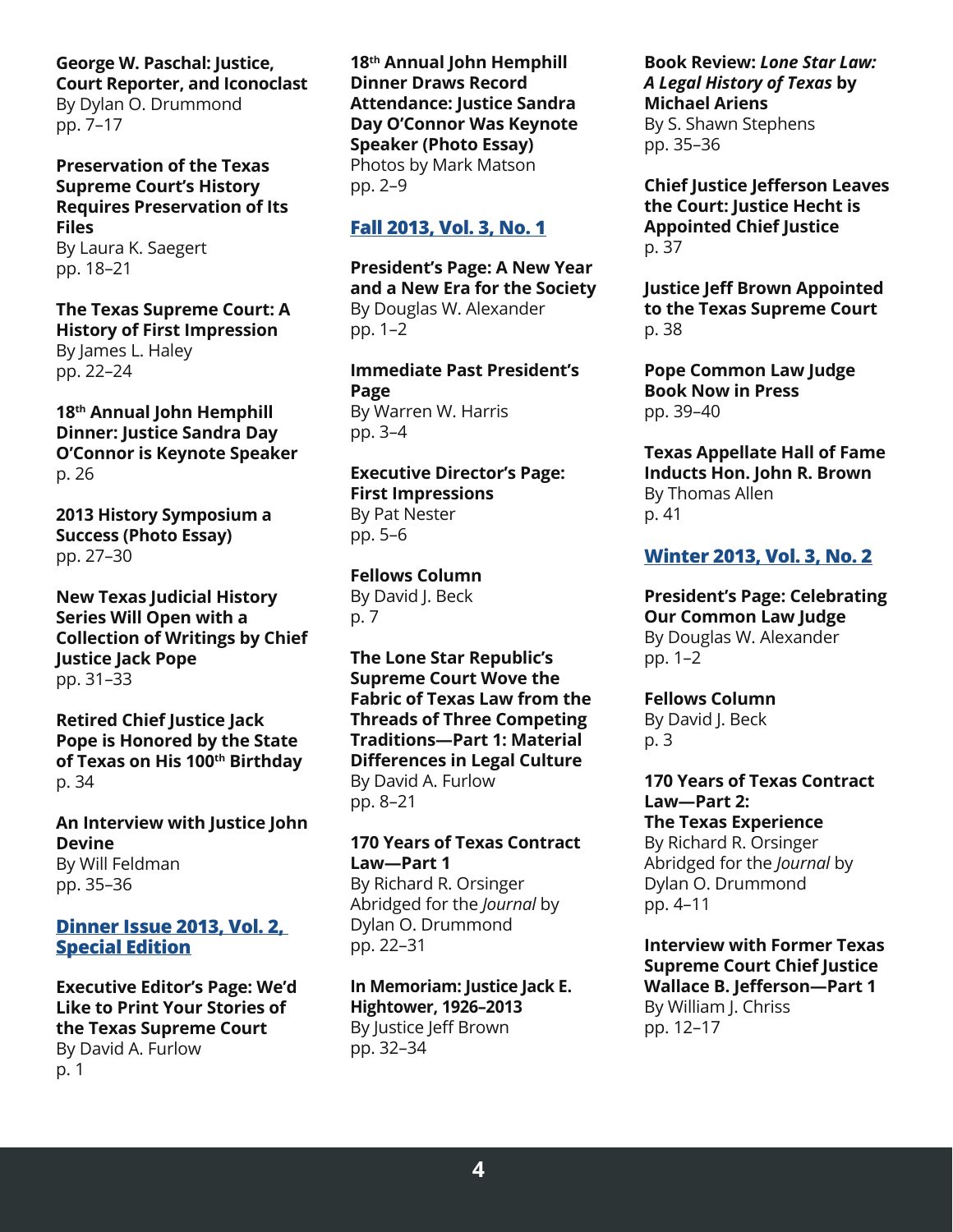**George W. Paschal: Justice, Court Reporter, and Iconoclast**
By Dylan O. Drummond
pp. 7–17

**Preservation of the Texas Supreme Court's History Requires Preservation of Its Files**
By Laura K. Saegert
pp. 18–21

**The Texas Supreme Court: A History of First Impression**
By James L. Haley
pp. 22–24

**18th Annual John Hemphill Dinner: Justice Sandra Day O'Connor is Keynote Speaker**
p. 26

**2013 History Symposium a Success (Photo Essay)**
pp. 27–30

**New Texas Judicial History Series Will Open with a Collection of Writings by Chief Justice Jack Pope**
pp. 31–33

**Retired Chief Justice Jack Pope is Honored by the State of Texas on His 100th Birthday**
p. 34

**An Interview with Justice John Devine**
By Will Feldman
pp. 35–36

## Dinner Issue 2013, Vol. 2, Special Edition

**Executive Editor's Page: We'd Like to Print Your Stories of the Texas Supreme Court**
By David A. Furlow
p. 1

**18th Annual John Hemphill Dinner Draws Record Attendance: Justice Sandra Day O'Connor Was Keynote Speaker (Photo Essay)**
Photos by Mark Matson
pp. 2–9

## Fall 2013, Vol. 3, No. 1

**President's Page: A New Year and a New Era for the Society**
By Douglas W. Alexander
pp. 1–2

**Immediate Past President's Page**
By Warren W. Harris
pp. 3–4

**Executive Director's Page: First Impressions**
By Pat Nester
pp. 5–6

**Fellows Column**
By David J. Beck
p. 7

**The Lone Star Republic's Supreme Court Wove the Fabric of Texas Law from the Threads of Three Competing Traditions—Part 1: Material Differences in Legal Culture**
By David A. Furlow
pp. 8–21

**170 Years of Texas Contract Law—Part 1**
By Richard R. Orsinger
Abridged for the *Journal* by Dylan O. Drummond
pp. 22–31

**In Memoriam: Justice Jack E. Hightower, 1926–2013**
By Justice Jeff Brown
pp. 32–34

**Book Review: *Lone Star Law: A Legal History of Texas* by Michael Ariens**
By S. Shawn Stephens
pp. 35–36

**Chief Justice Jefferson Leaves the Court: Justice Hecht is Appointed Chief Justice**
p. 37

**Justice Jeff Brown Appointed to the Texas Supreme Court**
p. 38

**Pope Common Law Judge Book Now in Press**
pp. 39–40

**Texas Appellate Hall of Fame Inducts Hon. John R. Brown**
By Thomas Allen
p. 41

## Winter 2013, Vol. 3, No. 2

**President's Page: Celebrating Our Common Law Judge**
By Douglas W. Alexander
pp. 1–2

**Fellows Column**
By David J. Beck
p. 3

**170 Years of Texas Contract Law—Part 2: The Texas Experience**
By Richard R. Orsinger
Abridged for the *Journal* by Dylan O. Drummond
pp. 4–11

**Interview with Former Texas Supreme Court Chief Justice Wallace B. Jefferson—Part 1**
By William J. Chriss
pp. 12–17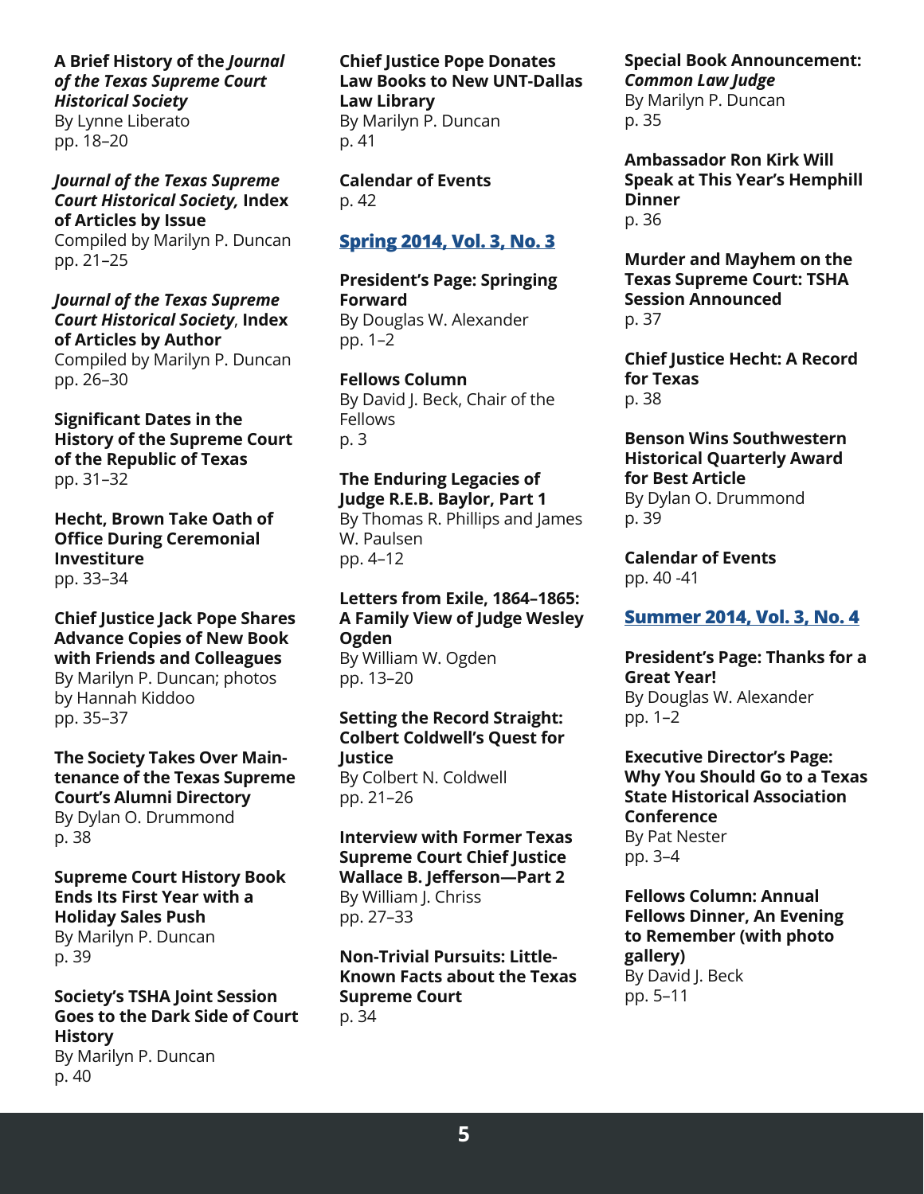**A Brief History of the *Journal of the Texas Supreme Court Historical Society***
By Lynne Liberato
pp. 18–20

***Journal of the Texas Supreme Court Historical Society,* Index of Articles by Issue**
Compiled by Marilyn P. Duncan
pp. 21–25

***Journal of the Texas Supreme Court Historical Society*, Index of Articles by Author**
Compiled by Marilyn P. Duncan
pp. 26–30

**Significant Dates in the History of the Supreme Court of the Republic of Texas**
pp. 31–32

**Hecht, Brown Take Oath of Office During Ceremonial Investiture**
pp. 33–34

**Chief Justice Jack Pope Shares Advance Copies of New Book with Friends and Colleagues**
By Marilyn P. Duncan; photos by Hannah Kiddoo
pp. 35–37

**The Society Takes Over Maintenance of the Texas Supreme Court's Alumni Directory**
By Dylan O. Drummond
p. 38

**Supreme Court History Book Ends Its First Year with a Holiday Sales Push**
By Marilyn P. Duncan
p. 39

**Society's TSHA Joint Session Goes to the Dark Side of Court History**
By Marilyn P. Duncan
p. 40

**Chief Justice Pope Donates Law Books to New UNT-Dallas Law Library**
By Marilyn P. Duncan
p. 41

**Calendar of Events**
p. 42

## Spring 2014, Vol. 3, No. 3

**President's Page: Springing Forward**
By Douglas W. Alexander
pp. 1–2

**Fellows Column**
By David J. Beck, Chair of the Fellows
p. 3

**The Enduring Legacies of Judge R.E.B. Baylor, Part 1**
By Thomas R. Phillips and James W. Paulsen
pp. 4–12

**Letters from Exile, 1864–1865: A Family View of Judge Wesley Ogden**
By William W. Ogden
pp. 13–20

**Setting the Record Straight: Colbert Coldwell's Quest for Justice**
By Colbert N. Coldwell
pp. 21–26

**Interview with Former Texas Supreme Court Chief Justice Wallace B. Jefferson—Part 2**
By William J. Chriss
pp. 27–33

**Non-Trivial Pursuits: Little-Known Facts about the Texas Supreme Court**
p. 34

**Special Book Announcement: *Common Law Judge***
By Marilyn P. Duncan
p. 35

**Ambassador Ron Kirk Will Speak at This Year's Hemphill Dinner**
p. 36

**Murder and Mayhem on the Texas Supreme Court: TSHA Session Announced**
p. 37

**Chief Justice Hecht: A Record for Texas**
p. 38

**Benson Wins Southwestern Historical Quarterly Award for Best Article**
By Dylan O. Drummond
p. 39

**Calendar of Events**
pp. 40 -41

## Summer 2014, Vol. 3, No. 4

**President's Page: Thanks for a Great Year!**
By Douglas W. Alexander
pp. 1–2

**Executive Director's Page: Why You Should Go to a Texas State Historical Association Conference**
By Pat Nester
pp. 3–4

**Fellows Column: Annual Fellows Dinner, An Evening to Remember (with photo gallery)**
By David J. Beck
pp. 5–11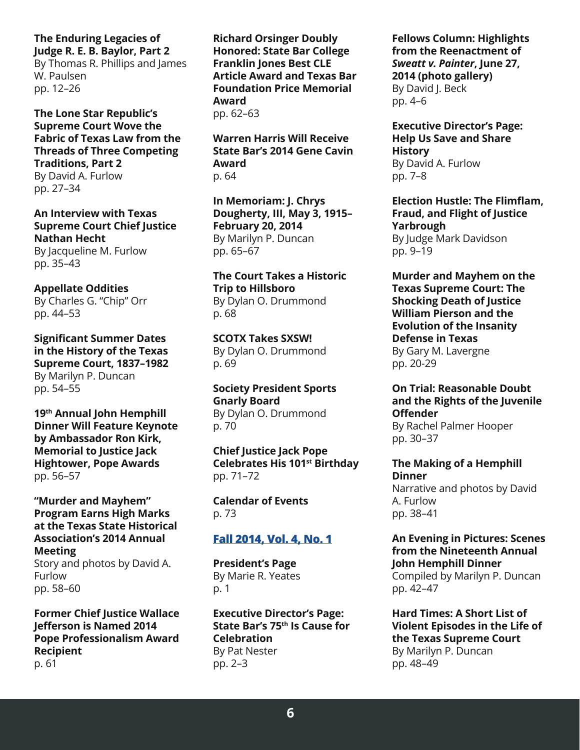**The Enduring Legacies of Judge R. E. B. Baylor, Part 2**
By Thomas R. Phillips and James W. Paulsen
pp. 12–26

**The Lone Star Republic's Supreme Court Wove the Fabric of Texas Law from the Threads of Three Competing Traditions, Part 2**
By David A. Furlow
pp. 27–34

**An Interview with Texas Supreme Court Chief Justice Nathan Hecht**
By Jacqueline M. Furlow
pp. 35–43

**Appellate Oddities**
By Charles G. "Chip" Orr
pp. 44–53

**Significant Summer Dates in the History of the Texas Supreme Court, 1837–1982**
By Marilyn P. Duncan
pp. 54–55

**19th Annual John Hemphill Dinner Will Feature Keynote by Ambassador Ron Kirk, Memorial to Justice Jack Hightower, Pope Awards**
pp. 56–57

**"Murder and Mayhem" Program Earns High Marks at the Texas State Historical Association's 2014 Annual Meeting**
Story and photos by David A. Furlow
pp. 58–60

**Former Chief Justice Wallace Jefferson is Named 2014 Pope Professionalism Award Recipient**
p. 61

**Richard Orsinger Doubly Honored: State Bar College Franklin Jones Best CLE Article Award and Texas Bar Foundation Price Memorial Award**
pp. 62–63

**Warren Harris Will Receive State Bar's 2014 Gene Cavin Award**
p. 64

**In Memoriam: J. Chrys Dougherty, III, May 3, 1915–February 20, 2014**
By Marilyn P. Duncan
pp. 65–67

**The Court Takes a Historic Trip to Hillsboro**
By Dylan O. Drummond
p. 68

**SCOTX Takes SXSW!**
By Dylan O. Drummond
p. 69

**Society President Sports Gnarly Board**
By Dylan O. Drummond
p. 70

**Chief Justice Jack Pope Celebrates His 101st Birthday**
pp. 71–72

**Calendar of Events**
p. 73

## Fall 2014, Vol. 4, No. 1

**President's Page**
By Marie R. Yeates
p. 1

**Executive Director's Page: State Bar's 75th Is Cause for Celebration**
By Pat Nester
pp. 2–3

**Fellows Column: Highlights from the Reenactment of *Sweatt v. Painter*, June 27, 2014 (photo gallery)**
By David J. Beck
pp. 4–6

**Executive Director's Page: Help Us Save and Share History**
By David A. Furlow
pp. 7–8

**Election Hustle: The Flimflam, Fraud, and Flight of Justice Yarbrough**
By Judge Mark Davidson
pp. 9–19

**Murder and Mayhem on the Texas Supreme Court: The Shocking Death of Justice William Pierson and the Evolution of the Insanity Defense in Texas**
By Gary M. Lavergne
pp. 20-29

**On Trial: Reasonable Doubt and the Rights of the Juvenile Offender**
By Rachel Palmer Hooper
pp. 30–37

**The Making of a Hemphill Dinner**
Narrative and photos by David A. Furlow
pp. 38–41

**An Evening in Pictures: Scenes from the Nineteenth Annual John Hemphill Dinner**
Compiled by Marilyn P. Duncan
pp. 42–47

**Hard Times: A Short List of Violent Episodes in the Life of the Texas Supreme Court**
By Marilyn P. Duncan
pp. 48–49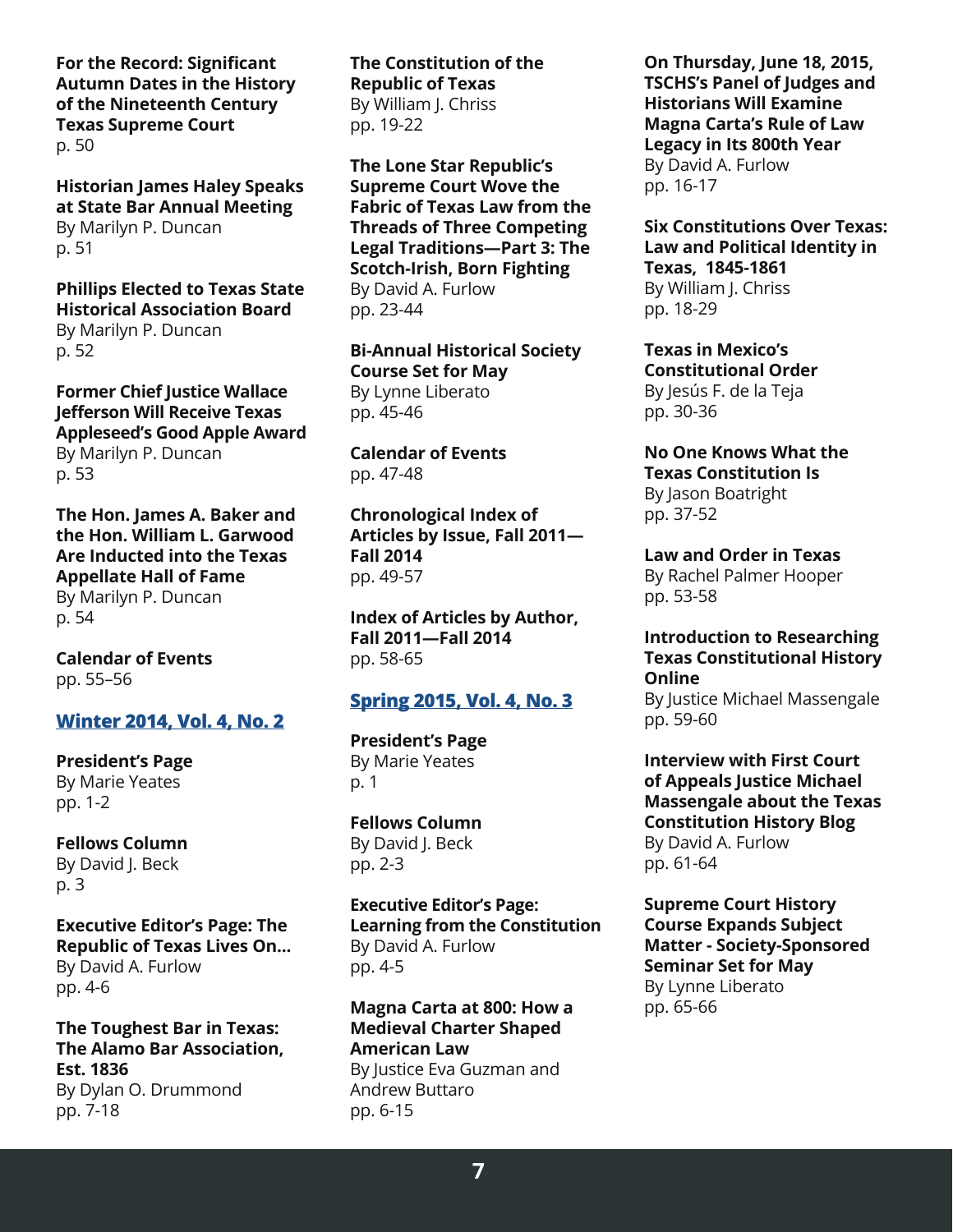**For the Record: Significant Autumn Dates in the History of the Nineteenth Century Texas Supreme Court**
p. 50

**Historian James Haley Speaks at State Bar Annual Meeting**
By Marilyn P. Duncan
p. 51

**Phillips Elected to Texas State Historical Association Board**
By Marilyn P. Duncan
p. 52

**Former Chief Justice Wallace Jefferson Will Receive Texas Appleseed's Good Apple Award**
By Marilyn P. Duncan
p. 53

**The Hon. James A. Baker and the Hon. William L. Garwood Are Inducted into the Texas Appellate Hall of Fame**
By Marilyn P. Duncan
p. 54

**Calendar of Events**
pp. 55–56

## Winter 2014, Vol. 4, No. 2

**President's Page**
By Marie Yeates
pp. 1-2

**Fellows Column**
By David J. Beck
p. 3

**Executive Editor's Page: The Republic of Texas Lives On...**
By David A. Furlow
pp. 4-6

**The Toughest Bar in Texas: The Alamo Bar Association, Est. 1836**
By Dylan O. Drummond
pp. 7-18

**The Constitution of the Republic of Texas**
By William J. Chriss
pp. 19-22

**The Lone Star Republic's Supreme Court Wove the Fabric of Texas Law from the Threads of Three Competing Legal Traditions—Part 3: The Scotch-Irish, Born Fighting**
By David A. Furlow
pp. 23-44

**Bi-Annual Historical Society Course Set for May**
By Lynne Liberato
pp. 45-46

**Calendar of Events**
pp. 47-48

**Chronological Index of Articles by Issue, Fall 2011—Fall 2014**
pp. 49-57

**Index of Articles by Author, Fall 2011—Fall 2014**
pp. 58-65

## Spring 2015, Vol. 4, No. 3

**President's Page**
By Marie Yeates
p. 1

**Fellows Column**
By David J. Beck
pp. 2-3

**Executive Editor's Page: Learning from the Constitution**
By David A. Furlow
pp. 4-5

**Magna Carta at 800: How a Medieval Charter Shaped American Law**
By Justice Eva Guzman and Andrew Buttaro
pp. 6-15

**On Thursday, June 18, 2015, TSCHS's Panel of Judges and Historians Will Examine Magna Carta's Rule of Law Legacy in Its 800th Year**
By David A. Furlow
pp. 16-17

**Six Constitutions Over Texas: Law and Political Identity in Texas, 1845-1861**
By William J. Chriss
pp. 18-29

**Texas in Mexico's Constitutional Order**
By Jesús F. de la Teja
pp. 30-36

**No One Knows What the Texas Constitution Is**
By Jason Boatright
pp. 37-52

**Law and Order in Texas**
By Rachel Palmer Hooper
pp. 53-58

**Introduction to Researching Texas Constitutional History Online**
By Justice Michael Massengale
pp. 59-60

**Interview with First Court of Appeals Justice Michael Massengale about the Texas Constitution History Blog**
By David A. Furlow
pp. 61-64

**Supreme Court History Course Expands Subject Matter - Society-Sponsored Seminar Set for May**
By Lynne Liberato
pp. 65-66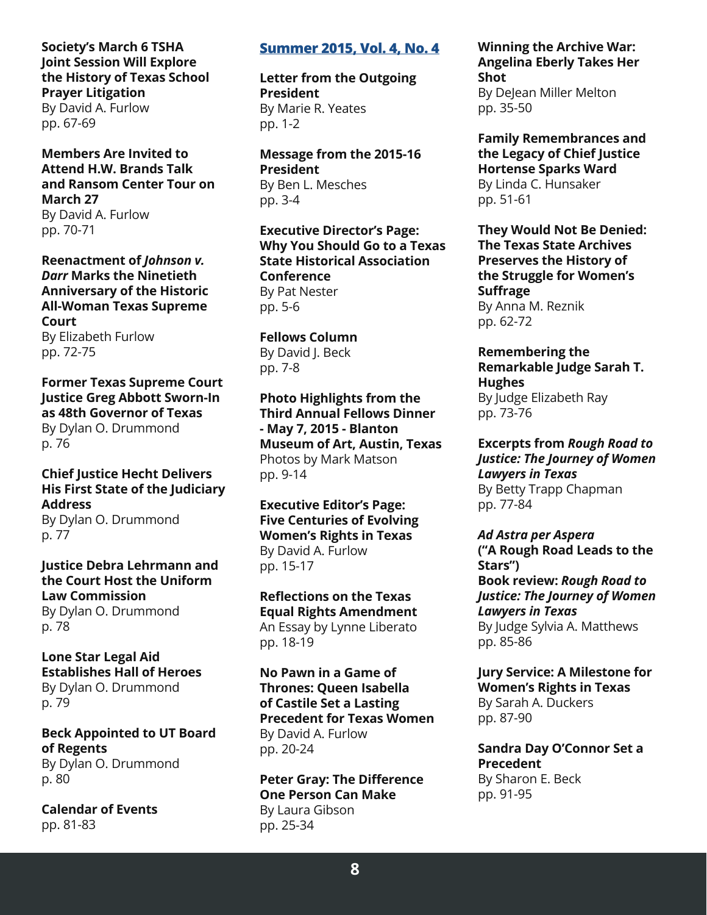**Society's March 6 TSHA Joint Session Will Explore the History of Texas School Prayer Litigation**
By David A. Furlow
pp. 67-69

**Members Are Invited to Attend H.W. Brands Talk and Ransom Center Tour on March 27**
By David A. Furlow
pp. 70-71

**Reenactment of *Johnson v. Darr* Marks the Ninetieth Anniversary of the Historic All-Woman Texas Supreme Court**
By Elizabeth Furlow
pp. 72-75

**Former Texas Supreme Court Justice Greg Abbott Sworn-In as 48th Governor of Texas**
By Dylan O. Drummond
p. 76

**Chief Justice Hecht Delivers His First State of the Judiciary Address**
By Dylan O. Drummond
p. 77

**Justice Debra Lehrmann and the Court Host the Uniform Law Commission**
By Dylan O. Drummond
p. 78

**Lone Star Legal Aid Establishes Hall of Heroes**
By Dylan O. Drummond
p. 79

**Beck Appointed to UT Board of Regents**
By Dylan O. Drummond
p. 80

**Calendar of Events**
pp. 81-83

## Summer 2015, Vol. 4, No. 4

**Letter from the Outgoing President**
By Marie R. Yeates
pp. 1-2

**Message from the 2015-16 President**
By Ben L. Mesches
pp. 3-4

**Executive Director's Page: Why You Should Go to a Texas State Historical Association Conference**
By Pat Nester
pp. 5-6

**Fellows Column**
By David J. Beck
pp. 7-8

**Photo Highlights from the Third Annual Fellows Dinner - May 7, 2015 - Blanton Museum of Art, Austin, Texas**
Photos by Mark Matson
pp. 9-14

**Executive Editor's Page: Five Centuries of Evolving Women's Rights in Texas**
By David A. Furlow
pp. 15-17

**Reflections on the Texas Equal Rights Amendment**
An Essay by Lynne Liberato
pp. 18-19

**No Pawn in a Game of Thrones: Queen Isabella of Castile Set a Lasting Precedent for Texas Women**
By David A. Furlow
pp. 20-24

**Peter Gray: The Difference One Person Can Make**
By Laura Gibson
pp. 25-34

**Winning the Archive War: Angelina Eberly Takes Her Shot**
By DeJean Miller Melton
pp. 35-50

**Family Remembrances and the Legacy of Chief Justice Hortense Sparks Ward**
By Linda C. Hunsaker
pp. 51-61

**They Would Not Be Denied: The Texas State Archives Preserves the History of the Struggle for Women's Suffrage**
By Anna M. Reznik
pp. 62-72

**Remembering the Remarkable Judge Sarah T. Hughes**
By Judge Elizabeth Ray
pp. 73-76

**Excerpts from *Rough Road to Justice: The Journey of Women Lawyers in Texas***
By Betty Trapp Chapman
pp. 77-84

***Ad Astra per Aspera* ("A Rough Road Leads to the Stars")**
**Book review: *Rough Road to Justice: The Journey of Women Lawyers in Texas***
By Judge Sylvia A. Matthews
pp. 85-86

**Jury Service: A Milestone for Women's Rights in Texas**
By Sarah A. Duckers
pp. 87-90

**Sandra Day O'Connor Set a Precedent**
By Sharon E. Beck
pp. 91-95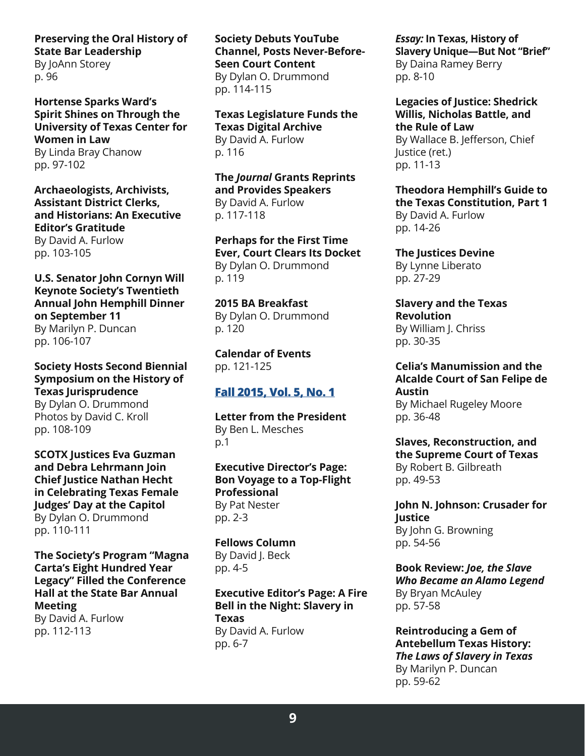**Preserving the Oral History of State Bar Leadership**
By JoAnn Storey
p. 96

**Hortense Sparks Ward's Spirit Shines on Through the University of Texas Center for Women in Law**
By Linda Bray Chanow
pp. 97-102

**Archaeologists, Archivists, Assistant District Clerks, and Historians: An Executive Editor's Gratitude**
By David A. Furlow
pp. 103-105

**U.S. Senator John Cornyn Will Keynote Society's Twentieth Annual John Hemphill Dinner on September 11**
By Marilyn P. Duncan
pp. 106-107

**Society Hosts Second Biennial Symposium on the History of Texas Jurisprudence**
By Dylan O. Drummond
Photos by David C. Kroll
pp. 108-109

**SCOTX Justices Eva Guzman and Debra Lehrmann Join Chief Justice Nathan Hecht in Celebrating Texas Female Judges' Day at the Capitol**
By Dylan O. Drummond
pp. 110-111

**The Society's Program "Magna Carta's Eight Hundred Year Legacy" Filled the Conference Hall at the State Bar Annual Meeting**
By David A. Furlow
pp. 112-113

**Society Debuts YouTube Channel, Posts Never-Before-Seen Court Content**
By Dylan O. Drummond
pp. 114-115

**Texas Legislature Funds the Texas Digital Archive**
By David A. Furlow
p. 116

**The *Journal* Grants Reprints and Provides Speakers**
By David A. Furlow
p. 117-118

**Perhaps for the First Time Ever, Court Clears Its Docket**
By Dylan O. Drummond
p. 119

**2015 BA Breakfast**
By Dylan O. Drummond
p. 120

**Calendar of Events**
pp. 121-125

## Fall 2015, Vol. 5, No. 1

**Letter from the President**
By Ben L. Mesches
p.1

**Executive Director's Page: Bon Voyage to a Top-Flight Professional**
By Pat Nester
pp. 2-3

**Fellows Column**
By David J. Beck
pp. 4-5

**Executive Editor's Page: A Fire Bell in the Night: Slavery in Texas**
By David A. Furlow
pp. 6-7

***Essay:* In Texas, History of Slavery Unique—But Not "Brief"**
By Daina Ramey Berry
pp. 8-10

**Legacies of Justice: Shedrick Willis, Nicholas Battle, and the Rule of Law**
By Wallace B. Jefferson, Chief Justice (ret.)
pp. 11-13

**Theodora Hemphill's Guide to the Texas Constitution, Part 1**
By David A. Furlow
pp. 14-26

**The Justices Devine**
By Lynne Liberato
pp. 27-29

**Slavery and the Texas Revolution**
By William J. Chriss
pp. 30-35

**Celia's Manumission and the Alcalde Court of San Felipe de Austin**
By Michael Rugeley Moore
pp. 36-48

**Slaves, Reconstruction, and the Supreme Court of Texas**
By Robert B. Gilbreath
pp. 49-53

**John N. Johnson: Crusader for Justice**
By John G. Browning
pp. 54-56

**Book Review: *Joe, the Slave Who Became an Alamo Legend***
By Bryan McAuley
pp. 57-58

**Reintroducing a Gem of Antebellum Texas History: *The Laws of Slavery in Texas***
By Marilyn P. Duncan
pp. 59-62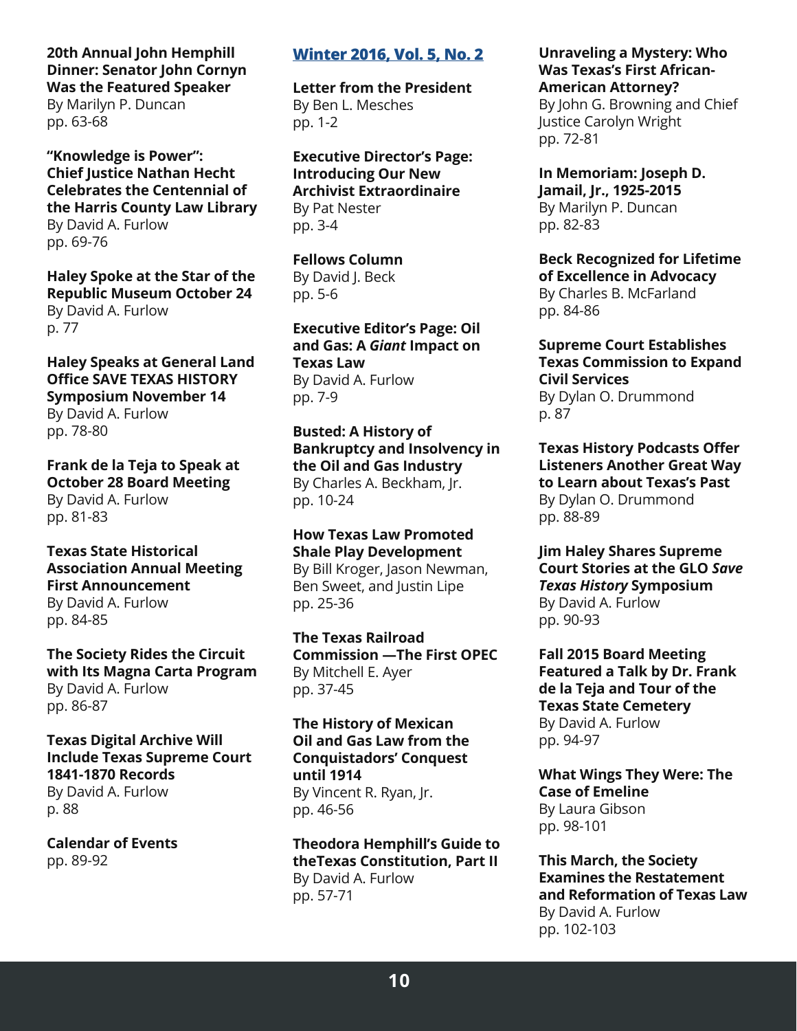**20th Annual John Hemphill Dinner: Senator John Cornyn Was the Featured Speaker**
By Marilyn P. Duncan
pp. 63-68

**"Knowledge is Power": Chief Justice Nathan Hecht Celebrates the Centennial of the Harris County Law Library**
By David A. Furlow
pp. 69-76

**Haley Spoke at the Star of the Republic Museum October 24**
By David A. Furlow
p. 77

**Haley Speaks at General Land Office SAVE TEXAS HISTORY Symposium November 14**
By David A. Furlow
pp. 78-80

**Frank de la Teja to Speak at October 28 Board Meeting**
By David A. Furlow
pp. 81-83

**Texas State Historical Association Annual Meeting First Announcement**
By David A. Furlow
pp. 84-85

**The Society Rides the Circuit with Its Magna Carta Program**
By David A. Furlow
pp. 86-87

**Texas Digital Archive Will Include Texas Supreme Court 1841-1870 Records**
By David A. Furlow
p. 88

**Calendar of Events**
pp. 89-92

## Winter 2016, Vol. 5, No. 2

**Letter from the President**
By Ben L. Mesches
pp. 1-2

**Executive Director's Page: Introducing Our New Archivist Extraordinaire**
By Pat Nester
pp. 3-4

**Fellows Column**
By David J. Beck
pp. 5-6

**Executive Editor's Page: Oil and Gas: A *Giant* Impact on Texas Law**
By David A. Furlow
pp. 7-9

**Busted: A History of Bankruptcy and Insolvency in the Oil and Gas Industry**
By Charles A. Beckham, Jr.
pp. 10-24

**How Texas Law Promoted Shale Play Development**
By Bill Kroger, Jason Newman, Ben Sweet, and Justin Lipe
pp. 25-36

**The Texas Railroad Commission —The First OPEC**
By Mitchell E. Ayer
pp. 37-45

**The History of Mexican Oil and Gas Law from the Conquistadors' Conquest until 1914**
By Vincent R. Ryan, Jr.
pp. 46-56

**Theodora Hemphill's Guide to theTexas Constitution, Part II**
By David A. Furlow
pp. 57-71

**Unraveling a Mystery: Who Was Texas's First African-American Attorney?**
By John G. Browning and Chief Justice Carolyn Wright
pp. 72-81

**In Memoriam: Joseph D. Jamail, Jr., 1925-2015**
By Marilyn P. Duncan
pp. 82-83

**Beck Recognized for Lifetime of Excellence in Advocacy**
By Charles B. McFarland
pp. 84-86

**Supreme Court Establishes Texas Commission to Expand Civil Services**
By Dylan O. Drummond
p. 87

**Texas History Podcasts Offer Listeners Another Great Way to Learn about Texas's Past**
By Dylan O. Drummond
pp. 88-89

**Jim Haley Shares Supreme Court Stories at the GLO *Save Texas History* Symposium**
By David A. Furlow
pp. 90-93

**Fall 2015 Board Meeting Featured a Talk by Dr. Frank de la Teja and Tour of the Texas State Cemetery**
By David A. Furlow
pp. 94-97

**What Wings They Were: The Case of Emeline**
By Laura Gibson
pp. 98-101

**This March, the Society Examines the Restatement and Reformation of Texas Law**
By David A. Furlow
pp. 102-103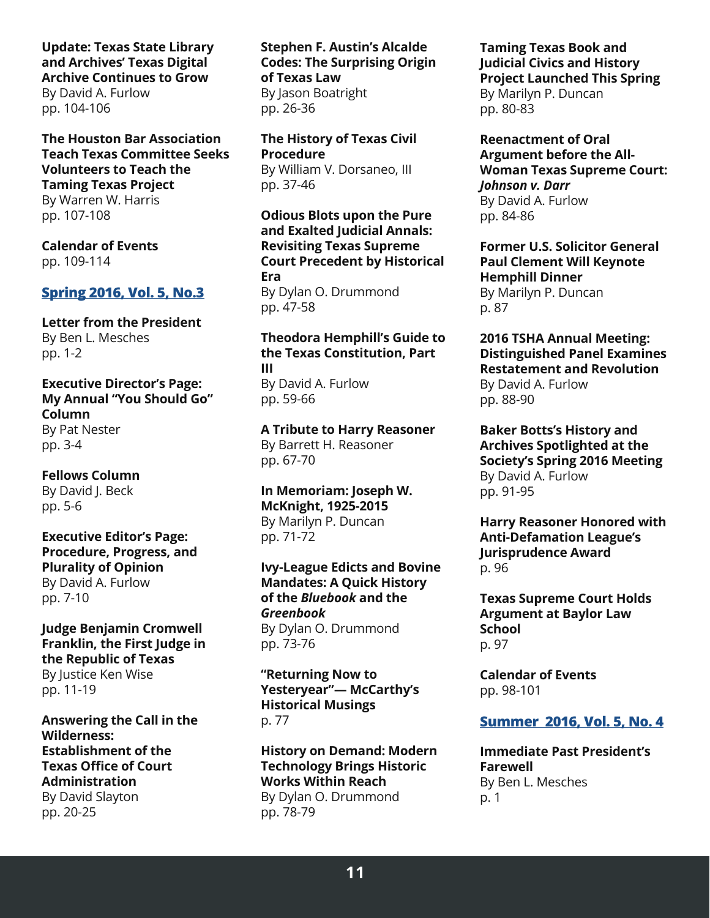**Update: Texas State Library and Archives' Texas Digital Archive Continues to Grow**
By David A. Furlow
pp. 104-106

**The Houston Bar Association Teach Texas Committee Seeks Volunteers to Teach the Taming Texas Project**
By Warren W. Harris
pp. 107-108

**Calendar of Events**
pp. 109-114

## Spring 2016, Vol. 5, No.3

**Letter from the President**
By Ben L. Mesches
pp. 1-2

**Executive Director's Page: My Annual "You Should Go" Column**
By Pat Nester
pp. 3-4

**Fellows Column**
By David J. Beck
pp. 5-6

**Executive Editor's Page: Procedure, Progress, and Plurality of Opinion**
By David A. Furlow
pp. 7-10

**Judge Benjamin Cromwell Franklin, the First Judge in the Republic of Texas**
By Justice Ken Wise
pp. 11-19

**Answering the Call in the Wilderness: Establishment of the Texas Office of Court Administration**
By David Slayton
pp. 20-25

**Stephen F. Austin's Alcalde Codes: The Surprising Origin of Texas Law**
By Jason Boatright
pp. 26-36

**The History of Texas Civil Procedure**
By William V. Dorsaneo, III
pp. 37-46

**Odious Blots upon the Pure and Exalted Judicial Annals: Revisiting Texas Supreme Court Precedent by Historical Era**
By Dylan O. Drummond
pp. 47-58

**Theodora Hemphill's Guide to the Texas Constitution, Part III**
By David A. Furlow
pp. 59-66

**A Tribute to Harry Reasoner**
By Barrett H. Reasoner
pp. 67-70

**In Memoriam: Joseph W. McKnight, 1925-2015**
By Marilyn P. Duncan
pp. 71-72

**Ivy-League Edicts and Bovine Mandates: A Quick History of the *Bluebook* and the *Greenbook***
By Dylan O. Drummond
pp. 73-76

**"Returning Now to Yesteryear"— McCarthy's Historical Musings**
p. 77

**History on Demand: Modern Technology Brings Historic Works Within Reach**
By Dylan O. Drummond
pp. 78-79

**Taming Texas Book and Judicial Civics and History Project Launched This Spring**
By Marilyn P. Duncan
pp. 80-83

**Reenactment of Oral Argument before the All-Woman Texas Supreme Court: *Johnson v. Darr***
By David A. Furlow
pp. 84-86

**Former U.S. Solicitor General Paul Clement Will Keynote Hemphill Dinner**
By Marilyn P. Duncan
p. 87

**2016 TSHA Annual Meeting: Distinguished Panel Examines Restatement and Revolution**
By David A. Furlow
pp. 88-90

**Baker Botts's History and Archives Spotlighted at the Society's Spring 2016 Meeting**
By David A. Furlow
pp. 91-95

**Harry Reasoner Honored with Anti-Defamation League's Jurisprudence Award**
p. 96

**Texas Supreme Court Holds Argument at Baylor Law School**
p. 97

**Calendar of Events**
pp. 98-101

## Summer 2016, Vol. 5, No. 4

**Immediate Past President's Farewell**
By Ben L. Mesches
p. 1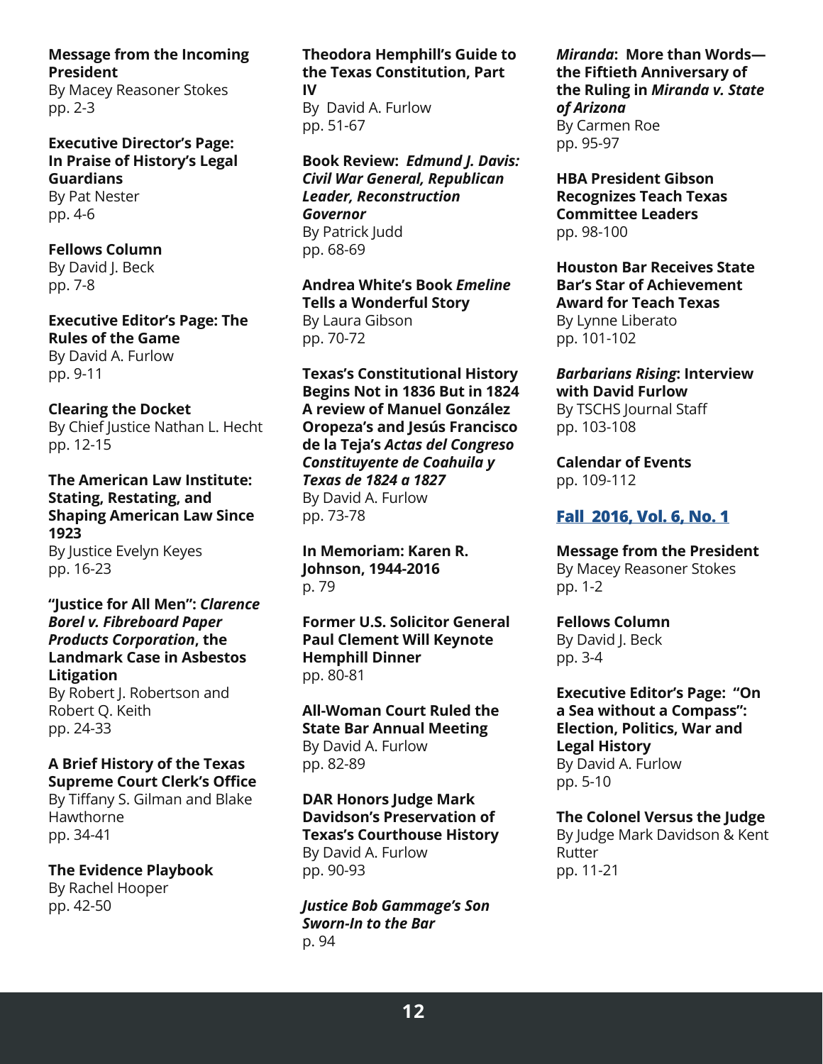**Message from the Incoming President**
By Macey Reasoner Stokes
pp. 2-3

**Executive Director's Page: In Praise of History's Legal Guardians**
By Pat Nester
pp. 4-6

**Fellows Column**
By David J. Beck
pp. 7-8

**Executive Editor's Page: The Rules of the Game**
By David A. Furlow
pp. 9-11

**Clearing the Docket**
By Chief Justice Nathan L. Hecht
pp. 12-15

**The American Law Institute: Stating, Restating, and Shaping American Law Since 1923**
By Justice Evelyn Keyes
pp. 16-23

**"Justice for All Men": *Clarence Borel v. Fibreboard Paper Products Corporation*, the Landmark Case in Asbestos Litigation**
By Robert J. Robertson and Robert Q. Keith
pp. 24-33

**A Brief History of the Texas Supreme Court Clerk's Office**
By Tiffany S. Gilman and Blake Hawthorne
pp. 34-41

**The Evidence Playbook**
By Rachel Hooper
pp. 42-50

**Theodora Hemphill's Guide to the Texas Constitution, Part IV**
By David A. Furlow
pp. 51-67

**Book Review: *Edmund J. Davis: Civil War General, Republican Leader, Reconstruction Governor***
By Patrick Judd
pp. 68-69

**Andrea White's Book *Emeline* Tells a Wonderful Story**
By Laura Gibson
pp. 70-72

**Texas's Constitutional History Begins Not in 1836 But in 1824 A review of Manuel González Oropeza's and Jesús Francisco de la Teja's *Actas del Congreso Constituyente de Coahuila y Texas de 1824 a 1827***
By David A. Furlow
pp. 73-78

**In Memoriam: Karen R. Johnson, 1944-2016**
p. 79

**Former U.S. Solicitor General Paul Clement Will Keynote Hemphill Dinner**
pp. 80-81

**All-Woman Court Ruled the State Bar Annual Meeting**
By David A. Furlow
pp. 82-89

**DAR Honors Judge Mark Davidson's Preservation of Texas's Courthouse History**
By David A. Furlow
pp. 90-93

***Justice Bob Gammage's Son Sworn-In to the Bar***
p. 94

***Miranda*: More than Words—the Fiftieth Anniversary of the Ruling in *Miranda v. State of Arizona***
By Carmen Roe
pp. 95-97

**HBA President Gibson Recognizes Teach Texas Committee Leaders**
pp. 98-100

**Houston Bar Receives State Bar's Star of Achievement Award for Teach Texas**
By Lynne Liberato
pp. 101-102

***Barbarians Rising*: Interview with David Furlow**
By TSCHS Journal Staff
pp. 103-108

**Calendar of Events**
pp. 109-112

## Fall 2016, Vol. 6, No. 1

**Message from the President**
By Macey Reasoner Stokes
pp. 1-2

**Fellows Column**
By David J. Beck
pp. 3-4

**Executive Editor's Page: "On a Sea without a Compass": Election, Politics, War and Legal History**
By David A. Furlow
pp. 5-10

**The Colonel Versus the Judge**
By Judge Mark Davidson & Kent Rutter
pp. 11-21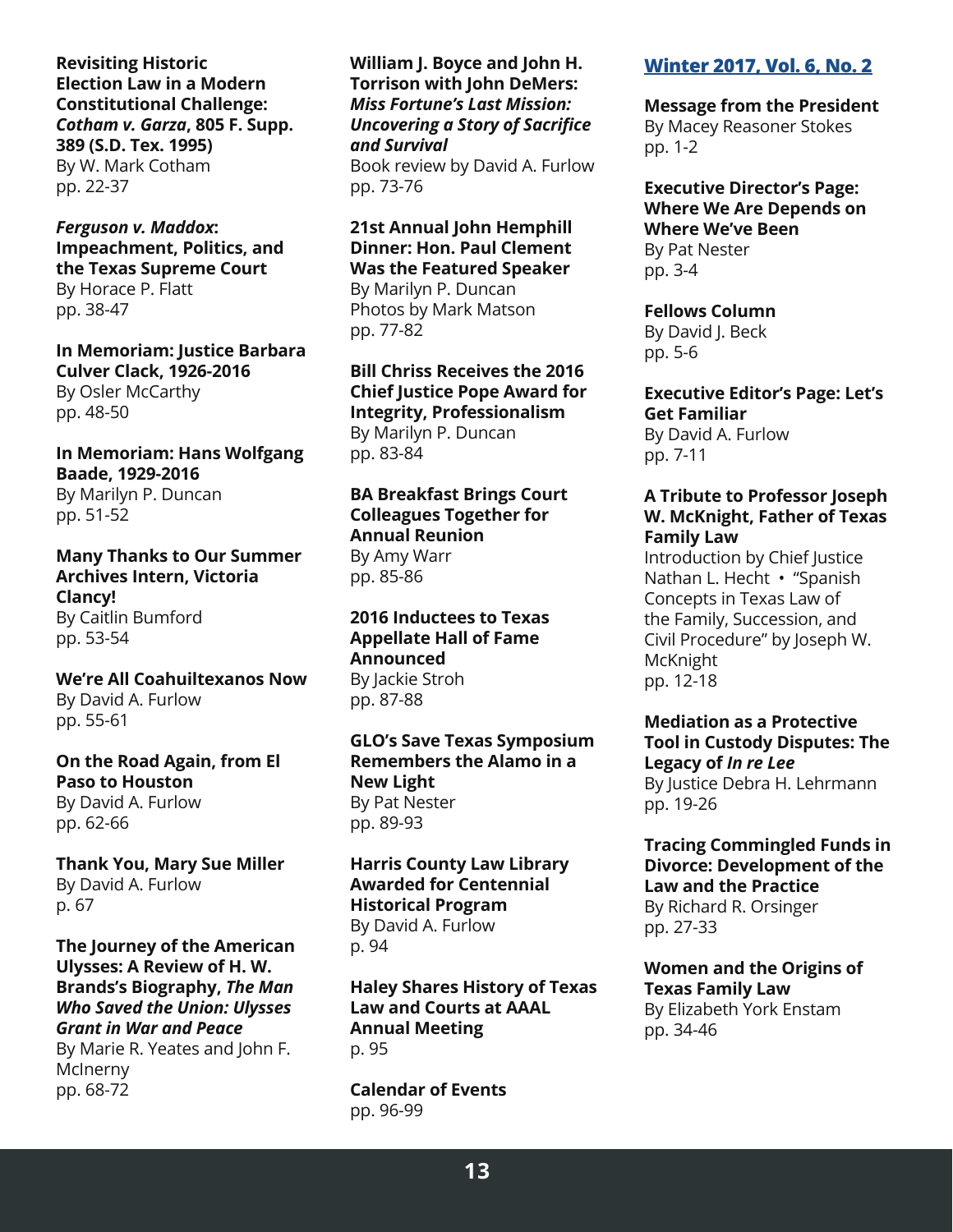**Revisiting Historic Election Law in a Modern Constitutional Challenge: *Cotham v. Garza*, 805 F. Supp. 389 (S.D. Tex. 1995)**
By W. Mark Cotham
pp. 22-37

***Ferguson v. Maddox*: Impeachment, Politics, and the Texas Supreme Court**
By Horace P. Flatt
pp. 38-47

**In Memoriam: Justice Barbara Culver Clack, 1926-2016**
By Osler McCarthy
pp. 48-50

**In Memoriam: Hans Wolfgang Baade, 1929-2016**
By Marilyn P. Duncan
pp. 51-52

**Many Thanks to Our Summer Archives Intern, Victoria Clancy!**
By Caitlin Bumford
pp. 53-54

**We're All Coahuiltexanos Now**
By David A. Furlow
pp. 55-61

**On the Road Again, from El Paso to Houston**
By David A. Furlow
pp. 62-66

**Thank You, Mary Sue Miller**
By David A. Furlow
p. 67

**The Journey of the American Ulysses: A Review of H. W. Brands's Biography, *The Man Who Saved the Union: Ulysses Grant in War and Peace***
By Marie R. Yeates and John F. McInerny
pp. 68-72

**William J. Boyce and John H. Torrison with John DeMers: *Miss Fortune's Last Mission: Uncovering a Story of Sacrifice and Survival***
Book review by David A. Furlow
pp. 73-76

**21st Annual John Hemphill Dinner: Hon. Paul Clement Was the Featured Speaker**
By Marilyn P. Duncan
Photos by Mark Matson
pp. 77-82

**Bill Chriss Receives the 2016 Chief Justice Pope Award for Integrity, Professionalism**
By Marilyn P. Duncan
pp. 83-84

**BA Breakfast Brings Court Colleagues Together for Annual Reunion**
By Amy Warr
pp. 85-86

**2016 Inductees to Texas Appellate Hall of Fame Announced**
By Jackie Stroh
pp. 87-88

**GLO's Save Texas Symposium Remembers the Alamo in a New Light**
By Pat Nester
pp. 89-93

**Harris County Law Library Awarded for Centennial Historical Program**
By David A. Furlow
p. 94

**Haley Shares History of Texas Law and Courts at AAAL Annual Meeting**
p. 95

**Calendar of Events**
pp. 96-99

## Winter 2017, Vol. 6, No. 2

**Message from the President**
By Macey Reasoner Stokes
pp. 1-2

**Executive Director's Page: Where We Are Depends on Where We've Been**
By Pat Nester
pp. 3-4

**Fellows Column**
By David J. Beck
pp. 5-6

**Executive Editor's Page: Let's Get Familiar**
By David A. Furlow
pp. 7-11

**A Tribute to Professor Joseph W. McKnight, Father of Texas Family Law**
Introduction by Chief Justice Nathan L. Hecht • "Spanish Concepts in Texas Law of the Family, Succession, and Civil Procedure" by Joseph W. McKnight
pp. 12-18

**Mediation as a Protective Tool in Custody Disputes: The Legacy of *In re Lee***
By Justice Debra H. Lehrmann
pp. 19-26

**Tracing Commingled Funds in Divorce: Development of the Law and the Practice**
By Richard R. Orsinger
pp. 27-33

**Women and the Origins of Texas Family Law**
By Elizabeth York Enstam
pp. 34-46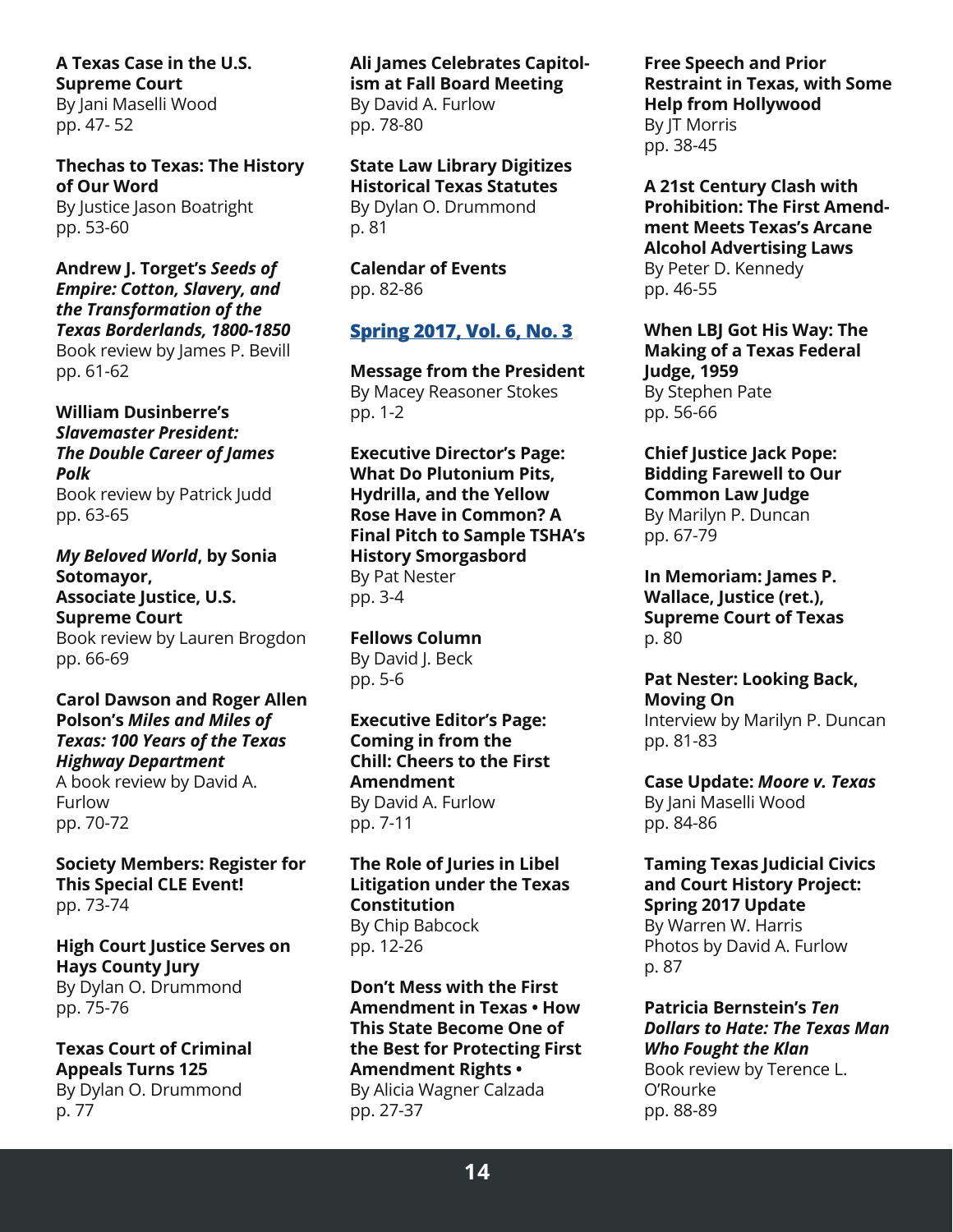**A Texas Case in the U.S. Supreme Court**
By Jani Maselli Wood
pp. 47- 52

**Thechas to Texas: The History of Our Word**
By Justice Jason Boatright
pp. 53-60

**Andrew J. Torget's *Seeds of Empire: Cotton, Slavery, and the Transformation of the Texas Borderlands, 1800-1850***
Book review by James P. Bevill
pp. 61-62

**William Dusinberre's *Slavemaster President: The Double Career of James Polk***
Book review by Patrick Judd
pp. 63-65

***My Beloved World*, by Sonia Sotomayor, Associate Justice, U.S. Supreme Court**
Book review by Lauren Brogdon
pp. 66-69

**Carol Dawson and Roger Allen Polson's *Miles and Miles of Texas: 100 Years of the Texas Highway Department***
A book review by David A. Furlow
pp. 70-72

**Society Members: Register for This Special CLE Event!**
pp. 73-74

**High Court Justice Serves on Hays County Jury**
By Dylan O. Drummond
pp. 75-76

**Texas Court of Criminal Appeals Turns 125**
By Dylan O. Drummond
p. 77

**Ali James Celebrates Capitolism at Fall Board Meeting**
By David A. Furlow
pp. 78-80

**State Law Library Digitizes Historical Texas Statutes**
By Dylan O. Drummond
p. 81

**Calendar of Events**
pp. 82-86

## Spring 2017, Vol. 6, No. 3

**Message from the President**
By Macey Reasoner Stokes
pp. 1-2

**Executive Director's Page: What Do Plutonium Pits, Hydrilla, and the Yellow Rose Have in Common? A Final Pitch to Sample TSHA's History Smorgasbord**
By Pat Nester
pp. 3-4

**Fellows Column**
By David J. Beck
pp. 5-6

**Executive Editor's Page: Coming in from the Chill: Cheers to the First Amendment**
By David A. Furlow
pp. 7-11

**The Role of Juries in Libel Litigation under the Texas Constitution**
By Chip Babcock
pp. 12-26

**Don't Mess with the First Amendment in Texas • How This State Become One of the Best for Protecting First Amendment Rights •**
By Alicia Wagner Calzada
pp. 27-37

**Free Speech and Prior Restraint in Texas, with Some Help from Hollywood**
By JT Morris
pp. 38-45

**A 21st Century Clash with Prohibition: The First Amendment Meets Texas's Arcane Alcohol Advertising Laws**
By Peter D. Kennedy
pp. 46-55

**When LBJ Got His Way: The Making of a Texas Federal Judge, 1959**
By Stephen Pate
pp. 56-66

**Chief Justice Jack Pope: Bidding Farewell to Our Common Law Judge**
By Marilyn P. Duncan
pp. 67-79

**In Memoriam: James P. Wallace, Justice (ret.), Supreme Court of Texas**
p. 80

**Pat Nester: Looking Back, Moving On**
Interview by Marilyn P. Duncan
pp. 81-83

**Case Update: *Moore v. Texas***
By Jani Maselli Wood
pp. 84-86

**Taming Texas Judicial Civics and Court History Project: Spring 2017 Update**
By Warren W. Harris
Photos by David A. Furlow
p. 87

**Patricia Bernstein's *Ten Dollars to Hate: The Texas Man Who Fought the Klan***
Book review by Terence L. O'Rourke
pp. 88-89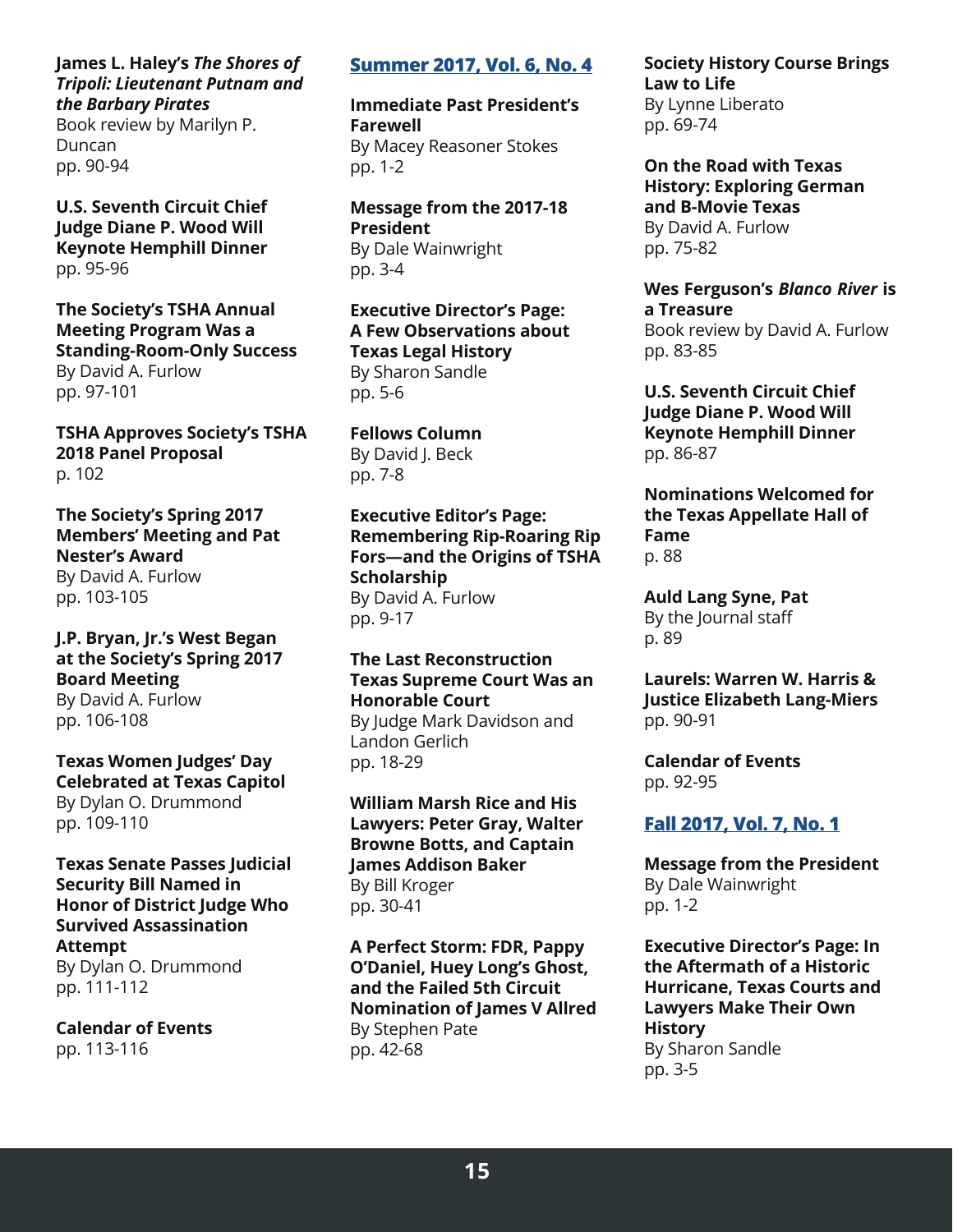**James L. Haley's *The Shores of Tripoli: Lieutenant Putnam and the Barbary Pirates***
Book review by Marilyn P. Duncan
pp. 90-94

**U.S. Seventh Circuit Chief Judge Diane P. Wood Will Keynote Hemphill Dinner**
pp. 95-96

**The Society's TSHA Annual Meeting Program Was a Standing-Room-Only Success**
By David A. Furlow
pp. 97-101

**TSHA Approves Society's TSHA 2018 Panel Proposal**
p. 102

**The Society's Spring 2017 Members' Meeting and Pat Nester's Award**
By David A. Furlow
pp. 103-105

**J.P. Bryan, Jr.'s West Began at the Society's Spring 2017 Board Meeting**
By David A. Furlow
pp. 106-108

**Texas Women Judges' Day Celebrated at Texas Capitol**
By Dylan O. Drummond
pp. 109-110

**Texas Senate Passes Judicial Security Bill Named in Honor of District Judge Who Survived Assassination Attempt**
By Dylan O. Drummond
pp. 111-112

**Calendar of Events**
pp. 113-116

## Summer 2017, Vol. 6, No. 4

**Immediate Past President's Farewell**
By Macey Reasoner Stokes
pp. 1-2

**Message from the 2017-18 President**
By Dale Wainwright
pp. 3-4

**Executive Director's Page: A Few Observations about Texas Legal History**
By Sharon Sandle
pp. 5-6

**Fellows Column**
By David J. Beck
pp. 7-8

**Executive Editor's Page: Remembering Rip-Roaring Rip Fors—and the Origins of TSHA Scholarship**
By David A. Furlow
pp. 9-17

**The Last Reconstruction Texas Supreme Court Was an Honorable Court**
By Judge Mark Davidson and Landon Gerlich
pp. 18-29

**William Marsh Rice and His Lawyers: Peter Gray, Walter Browne Botts, and Captain James Addison Baker**
By Bill Kroger
pp. 30-41

**A Perfect Storm: FDR, Pappy O'Daniel, Huey Long's Ghost, and the Failed 5th Circuit Nomination of James V Allred**
By Stephen Pate
pp. 42-68

**Society History Course Brings Law to Life**
By Lynne Liberato
pp. 69-74

**On the Road with Texas History: Exploring German and B-Movie Texas**
By David A. Furlow
pp. 75-82

**Wes Ferguson's *Blanco River* is a Treasure**
Book review by David A. Furlow
pp. 83-85

**U.S. Seventh Circuit Chief Judge Diane P. Wood Will Keynote Hemphill Dinner**
pp. 86-87

**Nominations Welcomed for the Texas Appellate Hall of Fame**
p. 88

**Auld Lang Syne, Pat**
By the Journal staff
p. 89

**Laurels: Warren W. Harris & Justice Elizabeth Lang-Miers**
pp. 90-91

**Calendar of Events**
pp. 92-95

## Fall 2017, Vol. 7, No. 1

**Message from the President**
By Dale Wainwright
pp. 1-2

**Executive Director's Page: In the Aftermath of a Historic Hurricane, Texas Courts and Lawyers Make Their Own History**
By Sharon Sandle
pp. 3-5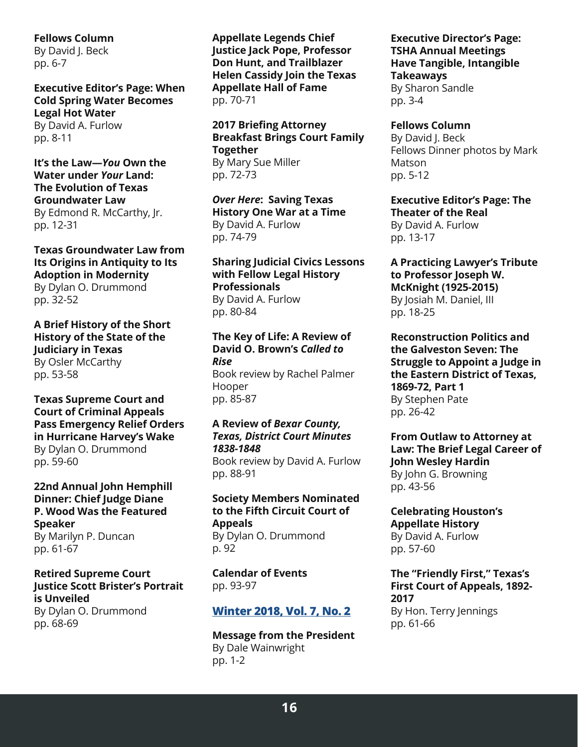**Fellows Column**
By David J. Beck
pp. 6-7

**Executive Editor's Page: When Cold Spring Water Becomes Legal Hot Water**
By David A. Furlow
pp. 8-11

**It's the Law—*You* Own the Water under *Your* Land: The Evolution of Texas Groundwater Law**
By Edmond R. McCarthy, Jr.
pp. 12-31

**Texas Groundwater Law from Its Origins in Antiquity to Its Adoption in Modernity**
By Dylan O. Drummond
pp. 32-52

**A Brief History of the Short History of the State of the Judiciary in Texas**
By Osler McCarthy
pp. 53-58

**Texas Supreme Court and Court of Criminal Appeals Pass Emergency Relief Orders in Hurricane Harvey's Wake**
By Dylan O. Drummond
pp. 59-60

**22nd Annual John Hemphill Dinner: Chief Judge Diane P. Wood Was the Featured Speaker**
By Marilyn P. Duncan
pp. 61-67

**Retired Supreme Court Justice Scott Brister's Portrait is Unveiled**
By Dylan O. Drummond
pp. 68-69

**Appellate Legends Chief Justice Jack Pope, Professor Don Hunt, and Trailblazer Helen Cassidy Join the Texas Appellate Hall of Fame**
pp. 70-71

**2017 Briefing Attorney Breakfast Brings Court Family Together**
By Mary Sue Miller
pp. 72-73

***Over Here*: Saving Texas History One War at a Time**
By David A. Furlow
pp. 74-79

**Sharing Judicial Civics Lessons with Fellow Legal History Professionals**
By David A. Furlow
pp. 80-84

**The Key of Life: A Review of David O. Brown's *Called to Rise***
Book review by Rachel Palmer Hooper
pp. 85-87

**A Review of *Bexar County, Texas, District Court Minutes 1838-1848***
Book review by David A. Furlow
pp. 88-91

**Society Members Nominated to the Fifth Circuit Court of Appeals**
By Dylan O. Drummond
p. 92

**Calendar of Events**
pp. 93-97

## Winter 2018, Vol. 7, No. 2

**Message from the President**
By Dale Wainwright
pp. 1-2

**Executive Director's Page: TSHA Annual Meetings Have Tangible, Intangible Takeaways**
By Sharon Sandle
pp. 3-4

**Fellows Column**
By David J. Beck
Fellows Dinner photos by Mark Matson
pp. 5-12

**Executive Editor's Page: The Theater of the Real**
By David A. Furlow
pp. 13-17

**A Practicing Lawyer's Tribute to Professor Joseph W. McKnight (1925-2015)**
By Josiah M. Daniel, III
pp. 18-25

**Reconstruction Politics and the Galveston Seven: The Struggle to Appoint a Judge in the Eastern District of Texas, 1869-72, Part 1**
By Stephen Pate
pp. 26-42

**From Outlaw to Attorney at Law: The Brief Legal Career of John Wesley Hardin**
By John G. Browning
pp. 43-56

**Celebrating Houston's Appellate History**
By David A. Furlow
pp. 57-60

**The "Friendly First," Texas's First Court of Appeals, 1892-2017**
By Hon. Terry Jennings
pp. 61-66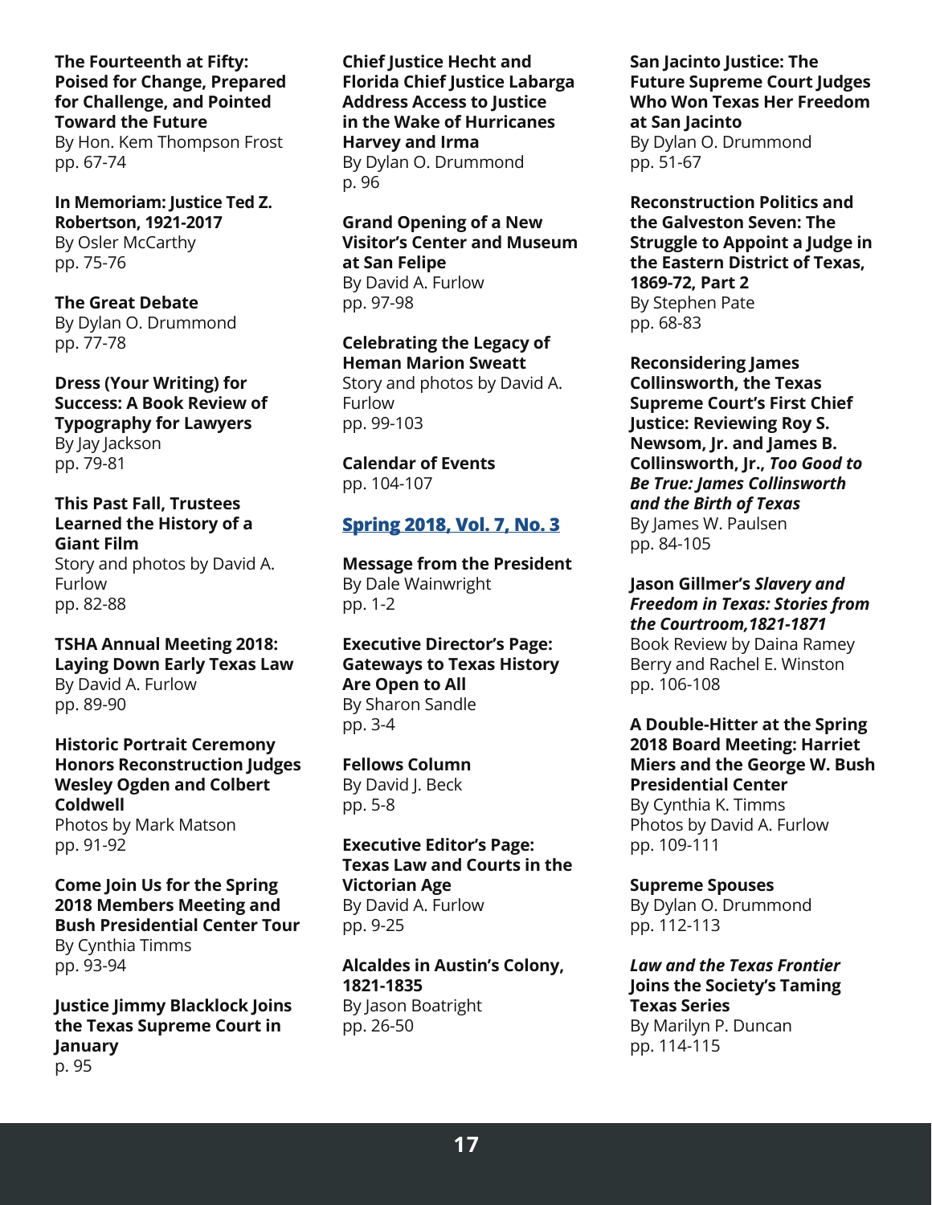**The Fourteenth at Fifty: Poised for Change, Prepared for Challenge, and Pointed Toward the Future**
By Hon. Kem Thompson Frost
pp. 67-74

**In Memoriam: Justice Ted Z. Robertson, 1921-2017**
By Osler McCarthy
pp. 75-76

**The Great Debate**
By Dylan O. Drummond
pp. 77-78

**Dress (Your Writing) for Success: A Book Review of Typography for Lawyers**
By Jay Jackson
pp. 79-81

**This Past Fall, Trustees Learned the History of a Giant Film**
Story and photos by David A. Furlow
pp. 82-88

**TSHA Annual Meeting 2018: Laying Down Early Texas Law**
By David A. Furlow
pp. 89-90

**Historic Portrait Ceremony Honors Reconstruction Judges Wesley Ogden and Colbert Coldwell**
Photos by Mark Matson
pp. 91-92

**Come Join Us for the Spring 2018 Members Meeting and Bush Presidential Center Tour**
By Cynthia Timms
pp. 93-94

**Justice Jimmy Blacklock Joins the Texas Supreme Court in January**
p. 95

**Chief Justice Hecht and Florida Chief Justice Labarga Address Access to Justice in the Wake of Hurricanes Harvey and Irma**
By Dylan O. Drummond
p. 96

**Grand Opening of a New Visitor's Center and Museum at San Felipe**
By David A. Furlow
pp. 97-98

**Celebrating the Legacy of Heman Marion Sweatt**
Story and photos by David A. Furlow
pp. 99-103

**Calendar of Events**
pp. 104-107

## Spring 2018, Vol. 7, No. 3

**Message from the President**
By Dale Wainwright
pp. 1-2

**Executive Director's Page: Gateways to Texas History Are Open to All**
By Sharon Sandle
pp. 3-4

**Fellows Column**
By David J. Beck
pp. 5-8

**Executive Editor's Page: Texas Law and Courts in the Victorian Age**
By David A. Furlow
pp. 9-25

**Alcaldes in Austin's Colony, 1821-1835**
By Jason Boatright
pp. 26-50

**San Jacinto Justice: The Future Supreme Court Judges Who Won Texas Her Freedom at San Jacinto**
By Dylan O. Drummond
pp. 51-67

**Reconstruction Politics and the Galveston Seven: The Struggle to Appoint a Judge in the Eastern District of Texas, 1869-72, Part 2**
By Stephen Pate
pp. 68-83

**Reconsidering James Collinsworth, the Texas Supreme Court's First Chief Justice: Reviewing Roy S. Newsom, Jr. and James B. Collinsworth, Jr., *Too Good to Be True: James Collinsworth and the Birth of Texas***
By James W. Paulsen
pp. 84-105

**Jason Gillmer's *Slavery and Freedom in Texas: Stories from the Courtroom,1821-1871***
Book Review by Daina Ramey Berry and Rachel E. Winston
pp. 106-108

**A Double-Hitter at the Spring 2018 Board Meeting: Harriet Miers and the George W. Bush Presidential Center**
By Cynthia K. Timms
Photos by David A. Furlow
pp. 109-111

**Supreme Spouses**
By Dylan O. Drummond
pp. 112-113

***Law and the Texas Frontier* Joins the Society's Taming Texas Series**
By Marilyn P. Duncan
pp. 114-115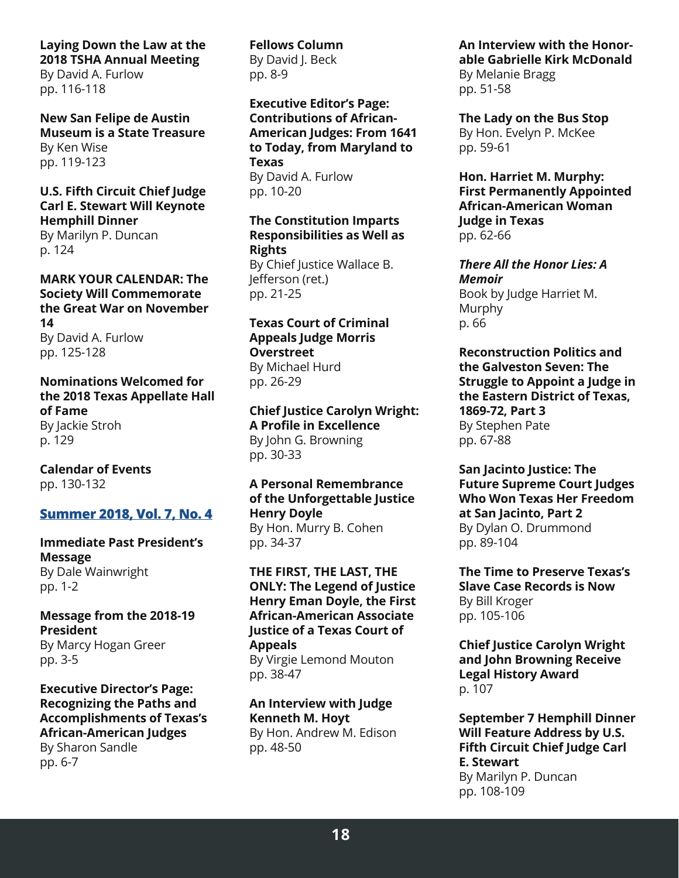**Laying Down the Law at the 2018 TSHA Annual Meeting**
By David A. Furlow
pp. 116-118

**New San Felipe de Austin Museum is a State Treasure**
By Ken Wise
pp. 119-123

**U.S. Fifth Circuit Chief Judge Carl E. Stewart Will Keynote Hemphill Dinner**
By Marilyn P. Duncan
p. 124

**MARK YOUR CALENDAR: The Society Will Commemorate the Great War on November 14**
By David A. Furlow
pp. 125-128

**Nominations Welcomed for the 2018 Texas Appellate Hall of Fame**
By Jackie Stroh
p. 129

**Calendar of Events**
pp. 130-132

## Summer 2018, Vol. 7, No. 4

**Immediate Past President's Message**
By Dale Wainwright
pp. 1-2

**Message from the 2018-19 President**
By Marcy Hogan Greer
pp. 3-5

**Executive Director's Page: Recognizing the Paths and Accomplishments of Texas's African-American Judges**
By Sharon Sandle
pp. 6-7

**Fellows Column**
By David J. Beck
pp. 8-9

**Executive Editor's Page: Contributions of African-American Judges: From 1641 to Today, from Maryland to Texas**
By David A. Furlow
pp. 10-20

**The Constitution Imparts Responsibilities as Well as Rights**
By Chief Justice Wallace B. Jefferson (ret.)
pp. 21-25

**Texas Court of Criminal Appeals Judge Morris Overstreet**
By Michael Hurd
pp. 26-29

**Chief Justice Carolyn Wright: A Profile in Excellence**
By John G. Browning
pp. 30-33

**A Personal Remembrance of the Unforgettable Justice Henry Doyle**
By Hon. Murry B. Cohen
pp. 34-37

**THE FIRST, THE LAST, THE ONLY: The Legend of Justice Henry Eman Doyle, the First African-American Associate Justice of a Texas Court of Appeals**
By Virgie Lemond Mouton
pp. 38-47

**An Interview with Judge Kenneth M. Hoyt**
By Hon. Andrew M. Edison
pp. 48-50

**An Interview with the Honorable Gabrielle Kirk McDonald**
By Melanie Bragg
pp. 51-58

**The Lady on the Bus Stop**
By Hon. Evelyn P. McKee
pp. 59-61

**Hon. Harriet M. Murphy: First Permanently Appointed African-American Woman Judge in Texas**
pp. 62-66

***There All the Honor Lies: A Memoir***
Book by Judge Harriet M. Murphy
p. 66

**Reconstruction Politics and the Galveston Seven: The Struggle to Appoint a Judge in the Eastern District of Texas, 1869-72, Part 3**
By Stephen Pate
pp. 67-88

**San Jacinto Justice: The Future Supreme Court Judges Who Won Texas Her Freedom at San Jacinto, Part 2**
By Dylan O. Drummond
pp. 89-104

**The Time to Preserve Texas's Slave Case Records is Now**
By Bill Kroger
pp. 105-106

**Chief Justice Carolyn Wright and John Browning Receive Legal History Award**
p. 107

**September 7 Hemphill Dinner Will Feature Address by U.S. Fifth Circuit Chief Judge Carl E. Stewart**
By Marilyn P. Duncan
pp. 108-109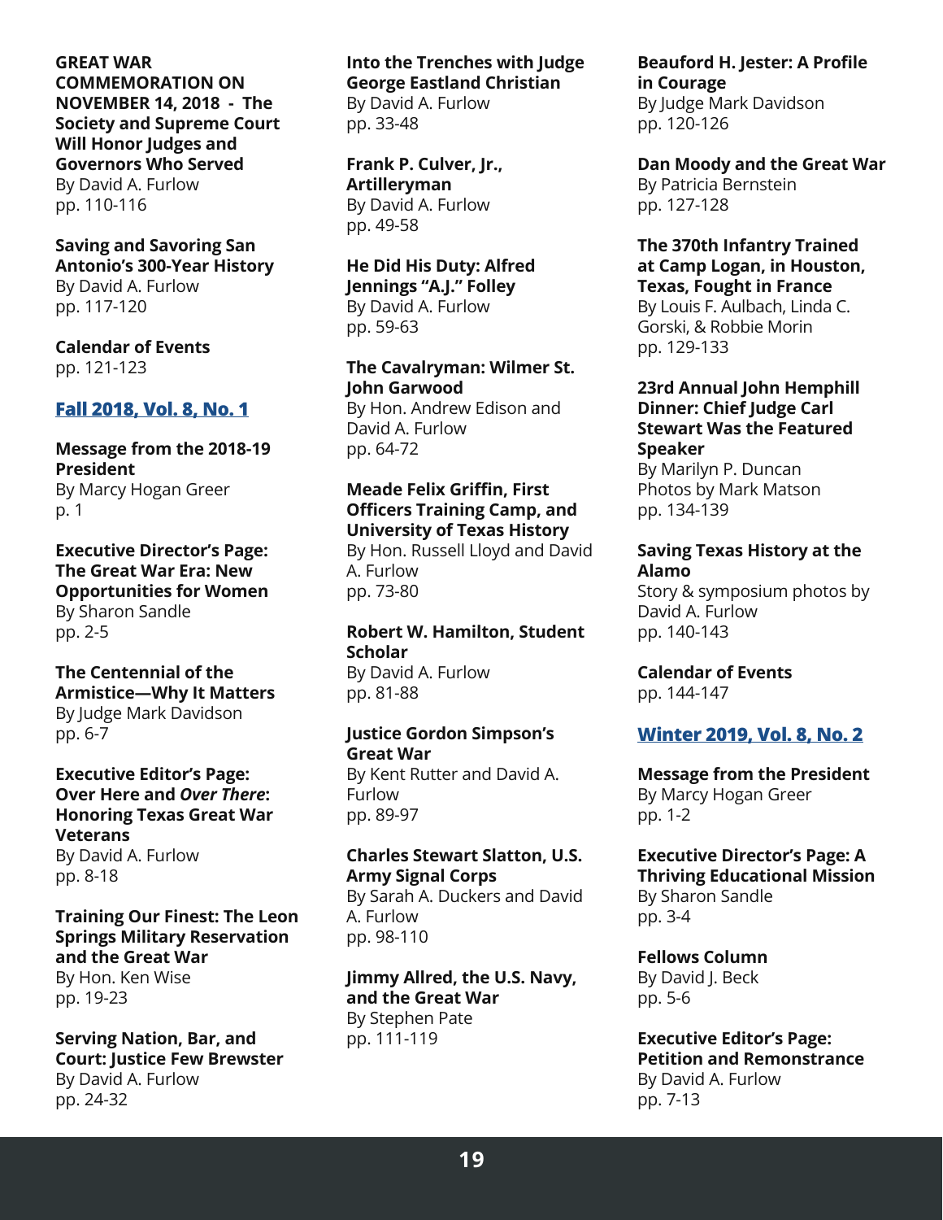**GREAT WAR COMMEMORATION ON NOVEMBER 14, 2018 - The Society and Supreme Court Will Honor Judges and Governors Who Served**
By David A. Furlow
pp. 110-116

**Saving and Savoring San Antonio's 300-Year History**
By David A. Furlow
pp. 117-120

**Calendar of Events**
pp. 121-123

## Fall 2018, Vol. 8, No. 1

**Message from the 2018-19 President**
By Marcy Hogan Greer
p. 1

**Executive Director's Page: The Great War Era: New Opportunities for Women**
By Sharon Sandle
pp. 2-5

**The Centennial of the Armistice—Why It Matters**
By Judge Mark Davidson
pp. 6-7

**Executive Editor's Page: Over Here and *Over There*: Honoring Texas Great War Veterans**
By David A. Furlow
pp. 8-18

**Training Our Finest: The Leon Springs Military Reservation and the Great War**
By Hon. Ken Wise
pp. 19-23

**Serving Nation, Bar, and Court: Justice Few Brewster**
By David A. Furlow
pp. 24-32

**Into the Trenches with Judge George Eastland Christian**
By David A. Furlow
pp. 33-48

**Frank P. Culver, Jr., Artilleryman**
By David A. Furlow
pp. 49-58

**He Did His Duty: Alfred Jennings "A.J." Folley**
By David A. Furlow
pp. 59-63

**The Cavalryman: Wilmer St. John Garwood**
By Hon. Andrew Edison and David A. Furlow
pp. 64-72

**Meade Felix Griffin, First Officers Training Camp, and University of Texas History**
By Hon. Russell Lloyd and David A. Furlow
pp. 73-80

**Robert W. Hamilton, Student Scholar**
By David A. Furlow
pp. 81-88

**Justice Gordon Simpson's Great War**
By Kent Rutter and David A. Furlow
pp. 89-97

**Charles Stewart Slatton, U.S. Army Signal Corps**
By Sarah A. Duckers and David A. Furlow
pp. 98-110

**Jimmy Allred, the U.S. Navy, and the Great War**
By Stephen Pate
pp. 111-119

**Beauford H. Jester: A Profile in Courage**
By Judge Mark Davidson
pp. 120-126

**Dan Moody and the Great War**
By Patricia Bernstein
pp. 127-128

**The 370th Infantry Trained at Camp Logan, in Houston, Texas, Fought in France**
By Louis F. Aulbach, Linda C. Gorski, & Robbie Morin
pp. 129-133

**23rd Annual John Hemphill Dinner: Chief Judge Carl Stewart Was the Featured Speaker**
By Marilyn P. Duncan
Photos by Mark Matson
pp. 134-139

**Saving Texas History at the Alamo**
Story & symposium photos by David A. Furlow
pp. 140-143

**Calendar of Events**
pp. 144-147

## Winter 2019, Vol. 8, No. 2

**Message from the President**
By Marcy Hogan Greer
pp. 1-2

**Executive Director's Page: A Thriving Educational Mission**
By Sharon Sandle
pp. 3-4

**Fellows Column**
By David J. Beck
pp. 5-6

**Executive Editor's Page: Petition and Remonstrance**
By David A. Furlow
pp. 7-13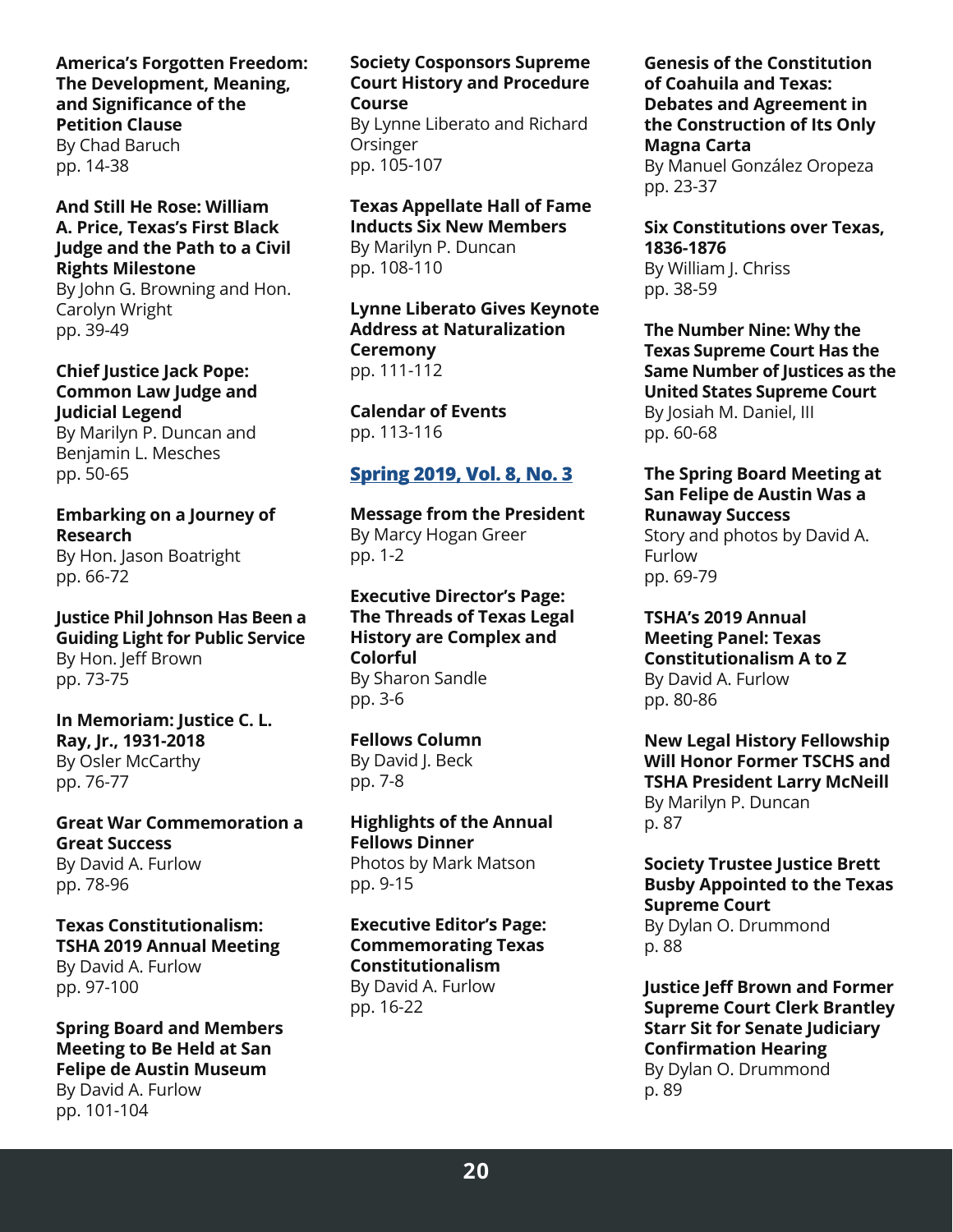**America's Forgotten Freedom: The Development, Meaning, and Significance of the Petition Clause**
By Chad Baruch
pp. 14-38

**And Still He Rose: William A. Price, Texas's First Black Judge and the Path to a Civil Rights Milestone**
By John G. Browning and Hon. Carolyn Wright
pp. 39-49

**Chief Justice Jack Pope: Common Law Judge and Judicial Legend**
By Marilyn P. Duncan and Benjamin L. Mesches
pp. 50-65

**Embarking on a Journey of Research**
By Hon. Jason Boatright
pp. 66-72

**Justice Phil Johnson Has Been a Guiding Light for Public Service**
By Hon. Jeff Brown
pp. 73-75

**In Memoriam: Justice C. L. Ray, Jr., 1931-2018**
By Osler McCarthy
pp. 76-77

**Great War Commemoration a Great Success**
By David A. Furlow
pp. 78-96

**Texas Constitutionalism: TSHA 2019 Annual Meeting**
By David A. Furlow
pp. 97-100

**Spring Board and Members Meeting to Be Held at San Felipe de Austin Museum**
By David A. Furlow
pp. 101-104

**Society Cosponsors Supreme Court History and Procedure Course**
By Lynne Liberato and Richard Orsinger
pp. 105-107

**Texas Appellate Hall of Fame Inducts Six New Members**
By Marilyn P. Duncan
pp. 108-110

**Lynne Liberato Gives Keynote Address at Naturalization Ceremony**
pp. 111-112

**Calendar of Events**
pp. 113-116

## Spring 2019, Vol. 8, No. 3

**Message from the President**
By Marcy Hogan Greer
pp. 1-2

**Executive Director's Page: The Threads of Texas Legal History are Complex and Colorful**
By Sharon Sandle
pp. 3-6

**Fellows Column**
By David J. Beck
pp. 7-8

**Highlights of the Annual Fellows Dinner**
Photos by Mark Matson
pp. 9-15

**Executive Editor's Page: Commemorating Texas Constitutionalism**
By David A. Furlow
pp. 16-22

**Genesis of the Constitution of Coahuila and Texas: Debates and Agreement in the Construction of Its Only Magna Carta**
By Manuel González Oropeza
pp. 23-37

**Six Constitutions over Texas, 1836-1876**
By William J. Chriss
pp. 38-59

**The Number Nine: Why the Texas Supreme Court Has the Same Number of Justices as the United States Supreme Court**
By Josiah M. Daniel, III
pp. 60-68

**The Spring Board Meeting at San Felipe de Austin Was a Runaway Success**
Story and photos by David A. Furlow
pp. 69-79

**TSHA's 2019 Annual Meeting Panel: Texas Constitutionalism A to Z**
By David A. Furlow
pp. 80-86

**New Legal History Fellowship Will Honor Former TSCHS and TSHA President Larry McNeill**
By Marilyn P. Duncan
p. 87

**Society Trustee Justice Brett Busby Appointed to the Texas Supreme Court**
By Dylan O. Drummond
p. 88

**Justice Jeff Brown and Former Supreme Court Clerk Brantley Starr Sit for Senate Judiciary Confirmation Hearing**
By Dylan O. Drummond
p. 89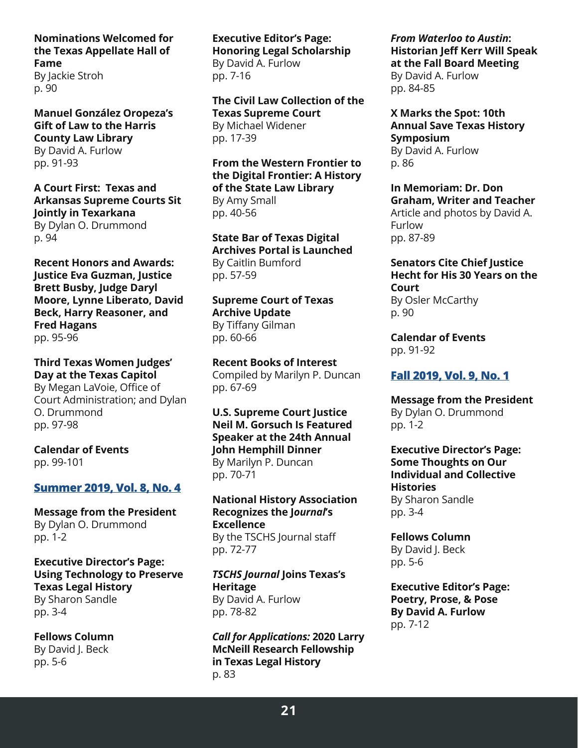**Nominations Welcomed for the Texas Appellate Hall of Fame**
By Jackie Stroh
p. 90

**Manuel González Oropeza's Gift of Law to the Harris County Law Library**
By David A. Furlow
pp. 91-93

**A Court First: Texas and Arkansas Supreme Courts Sit Jointly in Texarkana**
By Dylan O. Drummond
p. 94

**Recent Honors and Awards: Justice Eva Guzman, Justice Brett Busby, Judge Daryl Moore, Lynne Liberato, David Beck, Harry Reasoner, and Fred Hagans**
pp. 95-96

**Third Texas Women Judges' Day at the Texas Capitol**
By Megan LaVoie, Office of Court Administration; and Dylan O. Drummond
pp. 97-98

**Calendar of Events**
pp. 99-101

## Summer 2019, Vol. 8, No. 4

**Message from the President**
By Dylan O. Drummond
pp. 1-2

**Executive Director's Page: Using Technology to Preserve Texas Legal History**
By Sharon Sandle
pp. 3-4

**Fellows Column**
By David J. Beck
pp. 5-6

**Executive Editor's Page: Honoring Legal Scholarship**
By David A. Furlow
pp. 7-16

**The Civil Law Collection of the Texas Supreme Court**
By Michael Widener
pp. 17-39

**From the Western Frontier to the Digital Frontier: A History of the State Law Library**
By Amy Small
pp. 40-56

**State Bar of Texas Digital Archives Portal is Launched**
By Caitlin Bumford
pp. 57-59

**Supreme Court of Texas Archive Update**
By Tiffany Gilman
pp. 60-66

**Recent Books of Interest**
Compiled by Marilyn P. Duncan
pp. 67-69

**U.S. Supreme Court Justice Neil M. Gorsuch Is Featured Speaker at the 24th Annual John Hemphill Dinner**
By Marilyn P. Duncan
pp. 70-71

**National History Association Recognizes the *Journal*'s Excellence**
By the TSCHS Journal staff
pp. 72-77

***TSCHS Journal* Joins Texas's Heritage**
By David A. Furlow
pp. 78-82

***Call for Applications:* 2020 Larry McNeill Research Fellowship in Texas Legal History**
p. 83

***From Waterloo to Austin*: Historian Jeff Kerr Will Speak at the Fall Board Meeting**
By David A. Furlow
pp. 84-85

**X Marks the Spot: 10th Annual Save Texas History Symposium**
By David A. Furlow
p. 86

**In Memoriam: Dr. Don Graham, Writer and Teacher**
Article and photos by David A. Furlow
pp. 87-89

**Senators Cite Chief Justice Hecht for His 30 Years on the Court**
By Osler McCarthy
p. 90

**Calendar of Events**
pp. 91-92

## Fall 2019, Vol. 9, No. 1

**Message from the President**
By Dylan O. Drummond
pp. 1-2

**Executive Director's Page: Some Thoughts on Our Individual and Collective Histories**
By Sharon Sandle
pp. 3-4

**Fellows Column**
By David J. Beck
pp. 5-6

**Executive Editor's Page: Poetry, Prose, & Pose**
**By David A. Furlow**
pp. 7-12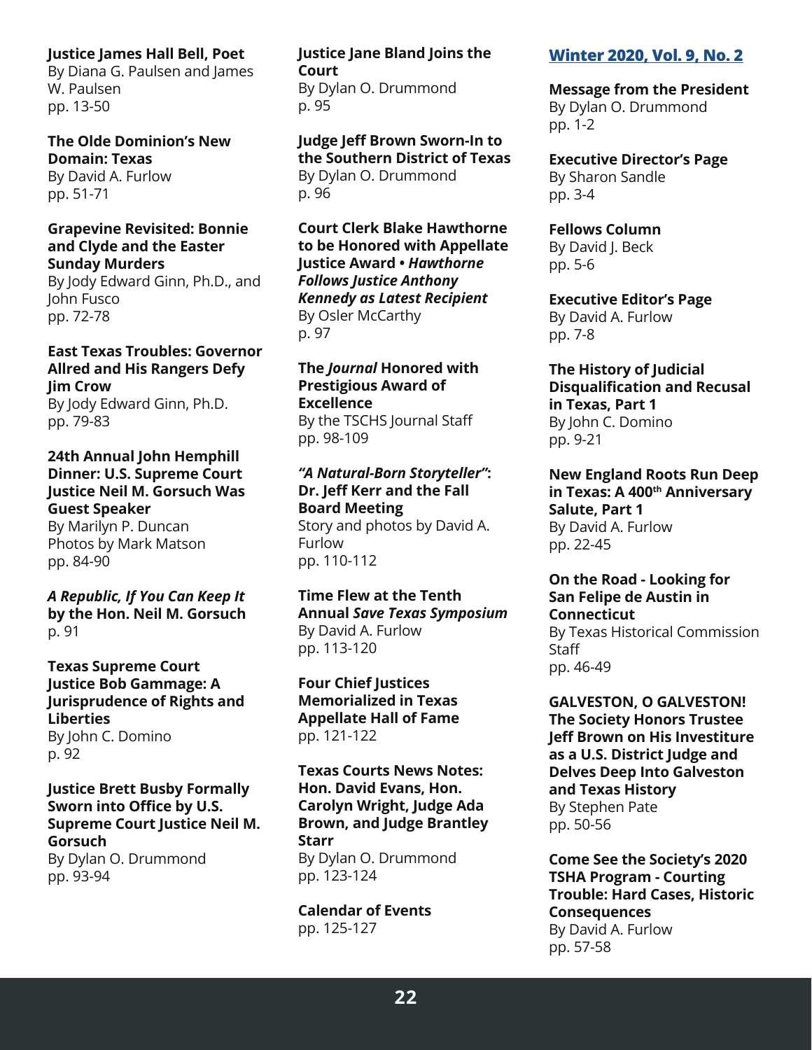**Justice James Hall Bell, Poet**
By Diana G. Paulsen and James W. Paulsen
pp. 13-50

**The Olde Dominion's New Domain: Texas**
By David A. Furlow
pp. 51-71

**Grapevine Revisited: Bonnie and Clyde and the Easter Sunday Murders**
By Jody Edward Ginn, Ph.D., and John Fusco
pp. 72-78

**East Texas Troubles: Governor Allred and His Rangers Defy Jim Crow**
By Jody Edward Ginn, Ph.D.
pp. 79-83

**24th Annual John Hemphill Dinner: U.S. Supreme Court Justice Neil M. Gorsuch Was Guest Speaker**
By Marilyn P. Duncan
Photos by Mark Matson
pp. 84-90

***A Republic, If You Can Keep It* by the Hon. Neil M. Gorsuch**
p. 91

**Texas Supreme Court Justice Bob Gammage: A Jurisprudence of Rights and Liberties**
By John C. Domino
p. 92

**Justice Brett Busby Formally Sworn into Office by U.S. Supreme Court Justice Neil M. Gorsuch**
By Dylan O. Drummond
pp. 93-94

**Justice Jane Bland Joins the Court**
By Dylan O. Drummond
p. 95

**Judge Jeff Brown Sworn-In to the Southern District of Texas**
By Dylan O. Drummond
p. 96

**Court Clerk Blake Hawthorne to be Honored with Appellate Justice Award • *Hawthorne Follows Justice Anthony Kennedy as Latest Recipient***
By Osler McCarthy
p. 97

**The *Journal* Honored with Prestigious Award of Excellence**
By the TSCHS Journal Staff
pp. 98-109

***"A Natural-Born Storyteller"*: Dr. Jeff Kerr and the Fall Board Meeting**
Story and photos by David A. Furlow
pp. 110-112

**Time Flew at the Tenth Annual *Save Texas Symposium***
By David A. Furlow
pp. 113-120

**Four Chief Justices Memorialized in Texas Appellate Hall of Fame**
pp. 121-122

**Texas Courts News Notes: Hon. David Evans, Hon. Carolyn Wright, Judge Ada Brown, and Judge Brantley Starr**
By Dylan O. Drummond
pp. 123-124

**Calendar of Events**
pp. 125-127

## Winter 2020, Vol. 9, No. 2

**Message from the President**
By Dylan O. Drummond
pp. 1-2

**Executive Director's Page**
By Sharon Sandle
pp. 3-4

**Fellows Column**
By David J. Beck
pp. 5-6

**Executive Editor's Page**
By David A. Furlow
pp. 7-8

**The History of Judicial Disqualification and Recusal in Texas, Part 1**
By John C. Domino
pp. 9-21

**New England Roots Run Deep in Texas: A 400th Anniversary Salute, Part 1**
By David A. Furlow
pp. 22-45

**On the Road - Looking for San Felipe de Austin in Connecticut**
By Texas Historical Commission Staff
pp. 46-49

**GALVESTON, O GALVESTON! The Society Honors Trustee Jeff Brown on His Investiture as a U.S. District Judge and Delves Deep Into Galveston and Texas History**
By Stephen Pate
pp. 50-56

**Come See the Society's 2020 TSHA Program - Courting Trouble: Hard Cases, Historic Consequences**
By David A. Furlow
pp. 57-58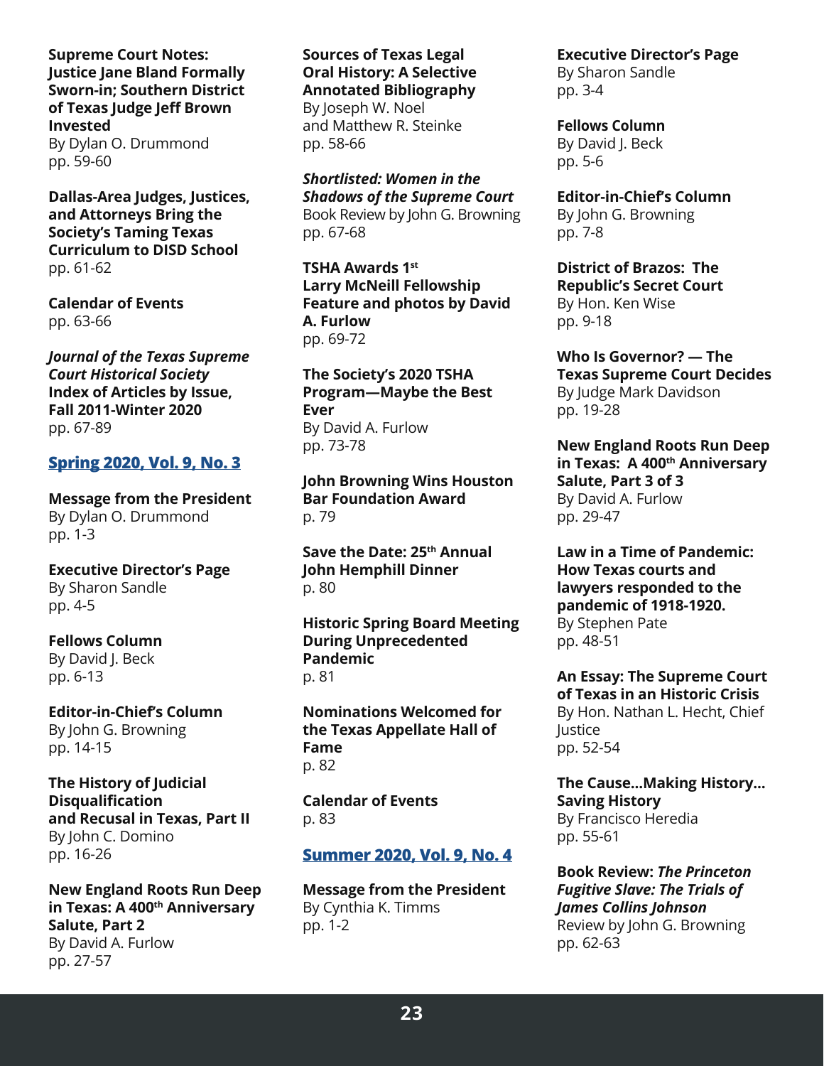**Supreme Court Notes: Justice Jane Bland Formally Sworn-in; Southern District of Texas Judge Jeff Brown Invested**
By Dylan O. Drummond
pp. 59-60

**Dallas-Area Judges, Justices, and Attorneys Bring the Society's Taming Texas Curriculum to DISD School**
pp. 61-62

**Calendar of Events**
pp. 63-66

***Journal of the Texas Supreme Court Historical Society* Index of Articles by Issue, Fall 2011-Winter 2020**
pp. 67-89

## Spring 2020, Vol. 9, No. 3

**Message from the President**
By Dylan O. Drummond
pp. 1-3

**Executive Director's Page**
By Sharon Sandle
pp. 4-5

**Fellows Column**
By David J. Beck
pp. 6-13

**Editor-in-Chief's Column**
By John G. Browning
pp. 14-15

**The History of Judicial Disqualification and Recusal in Texas, Part II**
By John C. Domino
pp. 16-26

**New England Roots Run Deep in Texas: A 400th Anniversary Salute, Part 2**
By David A. Furlow
pp. 27-57

**Sources of Texas Legal Oral History: A Selective Annotated Bibliography**
By Joseph W. Noel and Matthew R. Steinke
pp. 58-66

***Shortlisted: Women in the Shadows of the Supreme Court***
Book Review by John G. Browning
pp. 67-68

**TSHA Awards 1st Larry McNeill Fellowship Feature and photos by David A. Furlow**
pp. 69-72

**The Society's 2020 TSHA Program—Maybe the Best Ever**
By David A. Furlow
pp. 73-78

**John Browning Wins Houston Bar Foundation Award**
p. 79

**Save the Date: 25th Annual John Hemphill Dinner**
p. 80

**Historic Spring Board Meeting During Unprecedented Pandemic**
p. 81

**Nominations Welcomed for the Texas Appellate Hall of Fame**
p. 82

**Calendar of Events**
p. 83

## Summer 2020, Vol. 9, No. 4

**Message from the President**
By Cynthia K. Timms
pp. 1-2

**Executive Director's Page**
By Sharon Sandle
pp. 3-4

**Fellows Column**
By David J. Beck
pp. 5-6

**Editor-in-Chief's Column**
By John G. Browning
pp. 7-8

**District of Brazos: The Republic's Secret Court**
By Hon. Ken Wise
pp. 9-18

**Who Is Governor? — The Texas Supreme Court Decides**
By Judge Mark Davidson
pp. 19-28

**New England Roots Run Deep in Texas: A 400th Anniversary Salute, Part 3 of 3**
By David A. Furlow
pp. 29-47

**Law in a Time of Pandemic: How Texas courts and lawyers responded to the pandemic of 1918-1920.**
By Stephen Pate
pp. 48-51

**An Essay: The Supreme Court of Texas in an Historic Crisis**
By Hon. Nathan L. Hecht, Chief Justice
pp. 52-54

**The Cause...Making History... Saving History**
By Francisco Heredia
pp. 55-61

**Book Review: *The Princeton Fugitive Slave: The Trials of James Collins Johnson***
Review by John G. Browning
pp. 62-63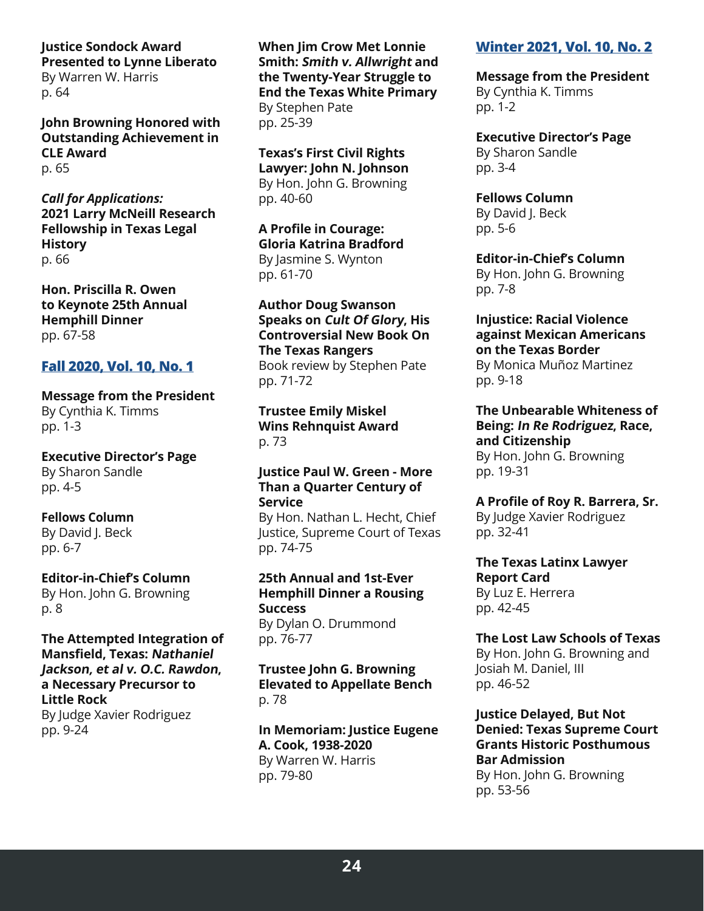**Justice Sondock Award Presented to Lynne Liberato**
By Warren W. Harris
p. 64

**John Browning Honored with Outstanding Achievement in CLE Award**
p. 65

***Call for Applications:* 2021 Larry McNeill Research Fellowship in Texas Legal History**
p. 66

**Hon. Priscilla R. Owen to Keynote 25th Annual Hemphill Dinner**
pp. 67-58

## Fall 2020, Vol. 10, No. 1

**Message from the President**
By Cynthia K. Timms
pp. 1-3

**Executive Director's Page**
By Sharon Sandle
pp. 4-5

**Fellows Column**
By David J. Beck
pp. 6-7

**Editor-in-Chief's Column**
By Hon. John G. Browning
p. 8

**The Attempted Integration of Mansfield, Texas: *Nathaniel Jackson, et al v. O.C. Rawdon*, a Necessary Precursor to Little Rock**
By Judge Xavier Rodriguez
pp. 9-24

**When Jim Crow Met Lonnie Smith: *Smith v. Allwright* and the Twenty-Year Struggle to End the Texas White Primary**
By Stephen Pate
pp. 25-39

**Texas's First Civil Rights Lawyer: John N. Johnson**
By Hon. John G. Browning
pp. 40-60

**A Profile in Courage: Gloria Katrina Bradford**
By Jasmine S. Wynton
pp. 61-70

**Author Doug Swanson Speaks on *Cult Of Glory*, His Controversial New Book On The Texas Rangers**
Book review by Stephen Pate
pp. 71-72

**Trustee Emily Miskel Wins Rehnquist Award**
p. 73

**Justice Paul W. Green - More Than a Quarter Century of Service**
By Hon. Nathan L. Hecht, Chief Justice, Supreme Court of Texas
pp. 74-75

**25th Annual and 1st-Ever Hemphill Dinner a Rousing Success**
By Dylan O. Drummond
pp. 76-77

**Trustee John G. Browning Elevated to Appellate Bench**
p. 78

**In Memoriam: Justice Eugene A. Cook, 1938-2020**
By Warren W. Harris
pp. 79-80

## Winter 2021, Vol. 10, No. 2

**Message from the President**
By Cynthia K. Timms
pp. 1-2

**Executive Director's Page**
By Sharon Sandle
pp. 3-4

**Fellows Column**
By David J. Beck
pp. 5-6

**Editor-in-Chief's Column**
By Hon. John G. Browning
pp. 7-8

**Injustice: Racial Violence against Mexican Americans on the Texas Border**
By Monica Muñoz Martinez
pp. 9-18

**The Unbearable Whiteness of Being: *In Re Rodriguez*, Race, and Citizenship**
By Hon. John G. Browning
pp. 19-31

**A Profile of Roy R. Barrera, Sr.**
By Judge Xavier Rodriguez
pp. 32-41

**The Texas Latinx Lawyer Report Card**
By Luz E. Herrera
pp. 42-45

**The Lost Law Schools of Texas**
By Hon. John G. Browning and Josiah M. Daniel, III
pp. 46-52

**Justice Delayed, But Not Denied: Texas Supreme Court Grants Historic Posthumous Bar Admission**
By Hon. John G. Browning
pp. 53-56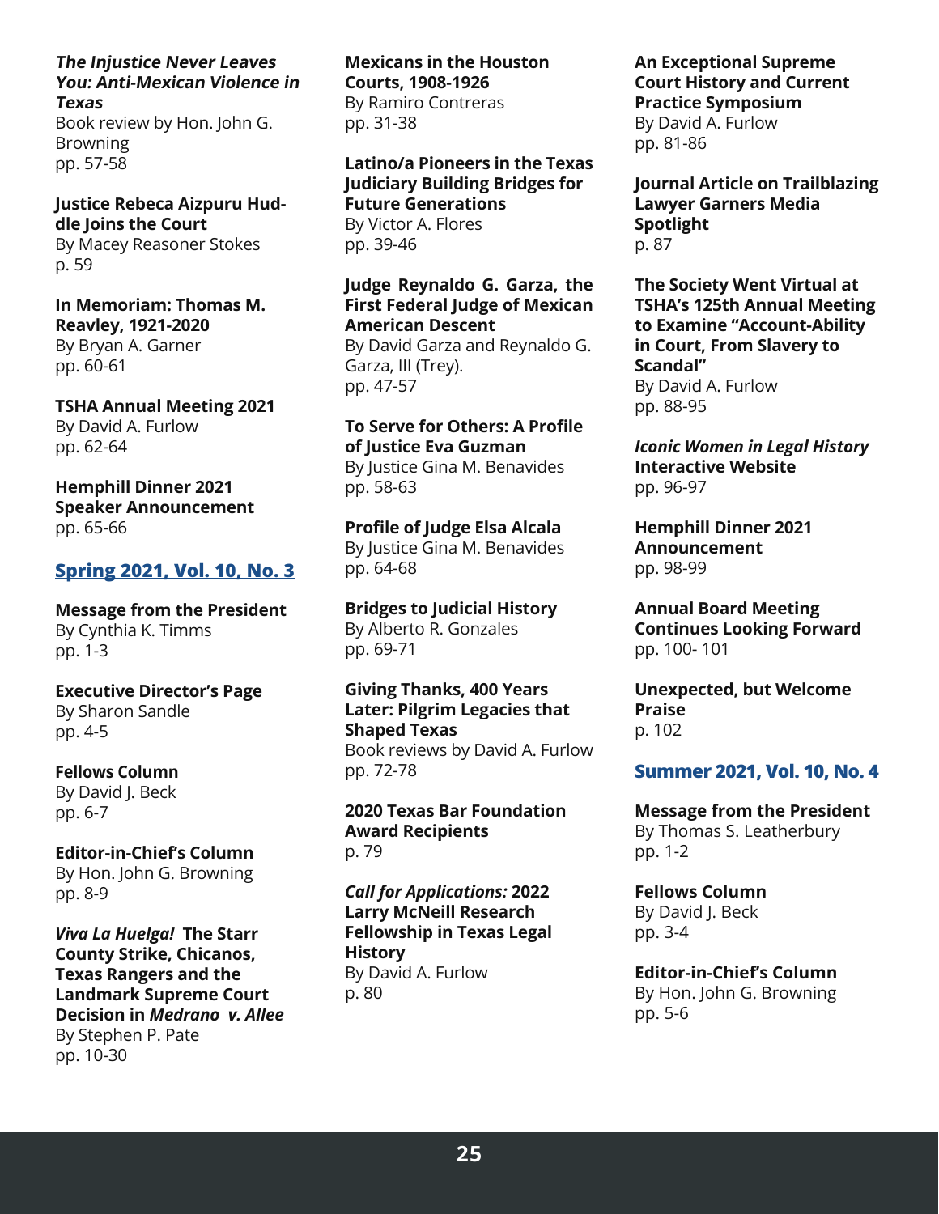***The Injustice Never Leaves You: Anti-Mexican Violence in Texas***
Book review by Hon. John G. Browning
pp. 57-58

**Justice Rebeca Aizpuru Huddle Joins the Court**
By Macey Reasoner Stokes
p. 59

**In Memoriam: Thomas M. Reavley, 1921-2020**
By Bryan A. Garner
pp. 60-61

**TSHA Annual Meeting 2021**
By David A. Furlow
pp. 62-64

**Hemphill Dinner 2021 Speaker Announcement**
pp. 65-66

## Spring 2021, Vol. 10, No. 3

**Message from the President**
By Cynthia K. Timms
pp. 1-3

**Executive Director's Page**
By Sharon Sandle
pp. 4-5

**Fellows Column**
By David J. Beck
pp. 6-7

**Editor-in-Chief's Column**
By Hon. John G. Browning
pp. 8-9

***Viva La Huelga!* The Starr County Strike, Chicanos, Texas Rangers and the Landmark Supreme Court Decision in *Medrano v. Allee***
By Stephen P. Pate
pp. 10-30

**Mexicans in the Houston Courts, 1908-1926**
By Ramiro Contreras
pp. 31-38

**Latino/a Pioneers in the Texas Judiciary Building Bridges for Future Generations**
By Victor A. Flores
pp. 39-46

**Judge Reynaldo G. Garza, the First Federal Judge of Mexican American Descent**
By David Garza and Reynaldo G. Garza, III (Trey).
pp. 47-57

**To Serve for Others: A Profile of Justice Eva Guzman**
By Justice Gina M. Benavides
pp. 58-63

**Profile of Judge Elsa Alcala**
By Justice Gina M. Benavides
pp. 64-68

**Bridges to Judicial History**
By Alberto R. Gonzales
pp. 69-71

**Giving Thanks, 400 Years Later: Pilgrim Legacies that Shaped Texas**
Book reviews by David A. Furlow
pp. 72-78

**2020 Texas Bar Foundation Award Recipients**
p. 79

***Call for Applications:* 2022 Larry McNeill Research Fellowship in Texas Legal History**
By David A. Furlow
p. 80

**An Exceptional Supreme Court History and Current Practice Symposium**
By David A. Furlow
pp. 81-86

**Journal Article on Trailblazing Lawyer Garners Media Spotlight**
p. 87

**The Society Went Virtual at TSHA's 125th Annual Meeting to Examine "Account-Ability in Court, From Slavery to Scandal"**
By David A. Furlow
pp. 88-95

***Iconic Women in Legal History* Interactive Website**
pp. 96-97

**Hemphill Dinner 2021 Announcement**
pp. 98-99

**Annual Board Meeting Continues Looking Forward**
pp. 100- 101

**Unexpected, but Welcome Praise**
p. 102

## Summer 2021, Vol. 10, No. 4

**Message from the President**
By Thomas S. Leatherbury
pp. 1-2

**Fellows Column**
By David J. Beck
pp. 3-4

**Editor-in-Chief's Column**
By Hon. John G. Browning
pp. 5-6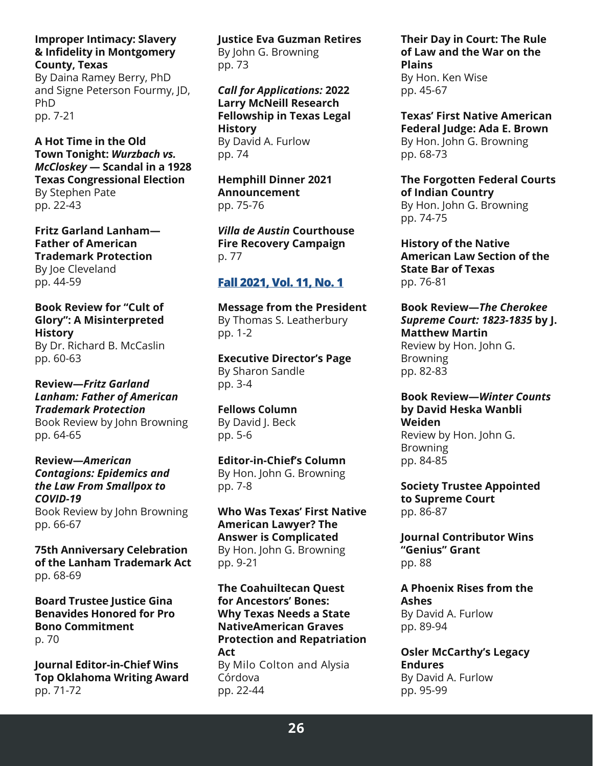**Improper Intimacy: Slavery & Infidelity in Montgomery County, Texas**
By Daina Ramey Berry, PhD and Signe Peterson Fourmy, JD, PhD
pp. 7-21

**A Hot Time in the Old Town Tonight: *Wurzbach vs. McCloskey* — Scandal in a 1928 Texas Congressional Election**
By Stephen Pate
pp. 22-43

**Fritz Garland Lanham—Father of American Trademark Protection**
By Joe Cleveland
pp. 44-59

**Book Review for "Cult of Glory": A Misinterpreted History**
By Dr. Richard B. McCaslin
pp. 60-63

**Review—*Fritz Garland Lanham: Father of American Trademark Protection***
Book Review by John Browning
pp. 64-65

**Review—*American Contagions: Epidemics and the Law From Smallpox to COVID-19***
Book Review by John Browning
pp. 66-67

**75th Anniversary Celebration of the Lanham Trademark Act**
pp. 68-69

**Board Trustee Justice Gina Benavides Honored for Pro Bono Commitment**
p. 70

**Journal Editor-in-Chief Wins Top Oklahoma Writing Award**
pp. 71-72

**Justice Eva Guzman Retires**
By John G. Browning
pp. 73

***Call for Applications:* 2022 Larry McNeill Research Fellowship in Texas Legal History**
By David A. Furlow
pp. 74

**Hemphill Dinner 2021 Announcement**
pp. 75-76

***Villa de Austin* Courthouse Fire Recovery Campaign**
p. 77

## Fall 2021, Vol. 11, No. 1

**Message from the President**
By Thomas S. Leatherbury
pp. 1-2

**Executive Director's Page**
By Sharon Sandle
pp. 3-4

**Fellows Column**
By David J. Beck
pp. 5-6

**Editor-in-Chief's Column**
By Hon. John G. Browning
pp. 7-8

**Who Was Texas' First Native American Lawyer? The Answer is Complicated**
By Hon. John G. Browning
pp. 9-21

**The Coahuiltecan Quest for Ancestors' Bones: Why Texas Needs a State NativeAmerican Graves Protection and Repatriation Act**
By Milo Colton and Alysia Córdova
pp. 22-44

**Their Day in Court: The Rule of Law and the War on the Plains**
By Hon. Ken Wise
pp. 45-67

**Texas' First Native American Federal Judge: Ada E. Brown**
By Hon. John G. Browning
pp. 68-73

**The Forgotten Federal Courts of Indian Country**
By Hon. John G. Browning
pp. 74-75

**History of the Native American Law Section of the State Bar of Texas**
pp. 76-81

**Book Review—*The Cherokee Supreme Court: 1823-1835* by J. Matthew Martin**
Review by Hon. John G. Browning
pp. 82-83

**Book Review—*Winter Counts* by David Heska Wanbli Weiden**
Review by Hon. John G. Browning
pp. 84-85

**Society Trustee Appointed to Supreme Court**
pp. 86-87

**Journal Contributor Wins "Genius" Grant**
pp. 88

**A Phoenix Rises from the Ashes**
By David A. Furlow
pp. 89-94

**Osler McCarthy's Legacy Endures**
By David A. Furlow
pp. 95-99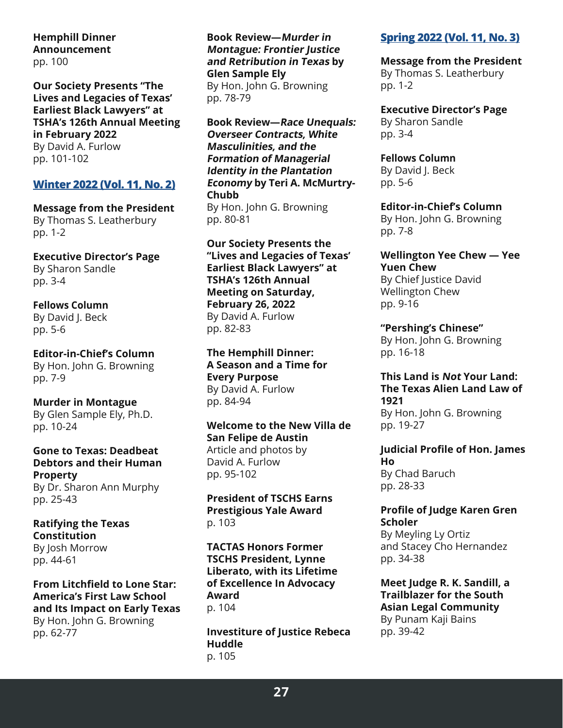**Hemphill Dinner Announcement**
pp. 100

**Our Society Presents "The Lives and Legacies of Texas' Earliest Black Lawyers" at TSHA's 126th Annual Meeting in February 2022**
By David A. Furlow
pp. 101-102

## Winter 2022 (Vol. 11, No. 2)

**Message from the President**
By Thomas S. Leatherbury
pp. 1-2

**Executive Director's Page**
By Sharon Sandle
pp. 3-4

**Fellows Column**
By David J. Beck
pp. 5-6

**Editor-in-Chief's Column**
By Hon. John G. Browning
pp. 7-9

**Murder in Montague**
By Glen Sample Ely, Ph.D.
pp. 10-24

**Gone to Texas: Deadbeat Debtors and their Human Property**
By Dr. Sharon Ann Murphy
pp. 25-43

**Ratifying the Texas Constitution**
By Josh Morrow
pp. 44-61

**From Litchfield to Lone Star: America's First Law School and Its Impact on Early Texas**
By Hon. John G. Browning
pp. 62-77

**Book Review—*Murder in Montague: Frontier Justice and Retribution in Texas* by Glen Sample Ely**
By Hon. John G. Browning
pp. 78-79

**Book Review—*Race Unequals: Overseer Contracts, White Masculinities, and the Formation of Managerial Identity in the Plantation Economy* by Teri A. McMurtry-Chubb**
By Hon. John G. Browning
pp. 80-81

**Our Society Presents the "Lives and Legacies of Texas' Earliest Black Lawyers" at TSHA's 126th Annual Meeting on Saturday, February 26, 2022**
By David A. Furlow
pp. 82-83

**The Hemphill Dinner: A Season and a Time for Every Purpose**
By David A. Furlow
pp. 84-94

**Welcome to the New Villa de San Felipe de Austin**
Article and photos by David A. Furlow
pp. 95-102

**President of TSCHS Earns Prestigious Yale Award**
p. 103

**TACTAS Honors Former TSCHS President, Lynne Liberato, with its Lifetime of Excellence In Advocacy Award**
p. 104

**Investiture of Justice Rebeca Huddle**
p. 105

## Spring 2022 (Vol. 11, No. 3)

**Message from the President**
By Thomas S. Leatherbury
pp. 1-2

**Executive Director's Page**
By Sharon Sandle
pp. 3-4

**Fellows Column**
By David J. Beck
pp. 5-6

**Editor-in-Chief's Column**
By Hon. John G. Browning
pp. 7-8

**Wellington Yee Chew — Yee Yuen Chew**
By Chief Justice David Wellington Chew
pp. 9-16

**"Pershing's Chinese"**
By Hon. John G. Browning
pp. 16-18

**This Land is *Not* Your Land: The Texas Alien Land Law of 1921**
By Hon. John G. Browning
pp. 19-27

**Judicial Profile of Hon. James Ho**
By Chad Baruch
pp. 28-33

**Profile of Judge Karen Gren Scholer**
By Meyling Ly Ortiz and Stacey Cho Hernandez
pp. 34-38

**Meet Judge R. K. Sandill, a Trailblazer for the South Asian Legal Community**
By Punam Kaji Bains
pp. 39-42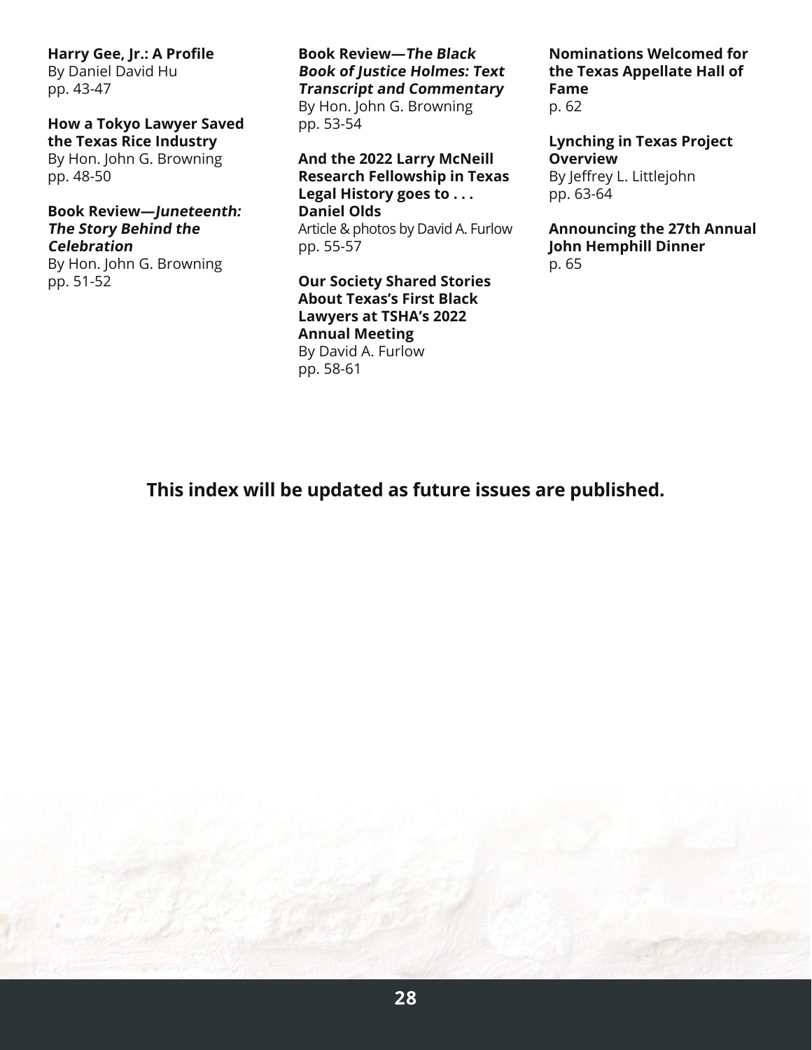**Harry Gee, Jr.: A Profile**
By Daniel David Hu
pp. 43-47

**How a Tokyo Lawyer Saved the Texas Rice Industry**
By Hon. John G. Browning
pp. 48-50

**Book Review—*Juneteenth: The Story Behind the Celebration***
By Hon. John G. Browning
pp. 51-52

**Book Review—*The Black Book of Justice Holmes: Text Transcript and Commentary***
By Hon. John G. Browning
pp. 53-54

**And the 2022 Larry McNeill Research Fellowship in Texas Legal History goes to . . . Daniel Olds**
Article & photos by David A. Furlow
pp. 55-57

**Our Society Shared Stories About Texas's First Black Lawyers at TSHA's 2022 Annual Meeting**
By David A. Furlow
pp. 58-61

**Nominations Welcomed for the Texas Appellate Hall of Fame**
p. 62

**Lynching in Texas Project Overview**
By Jeffrey L. Littlejohn
pp. 63-64

**Announcing the 27th Annual John Hemphill Dinner**
p. 65

**This index will be updated as future issues are published.**